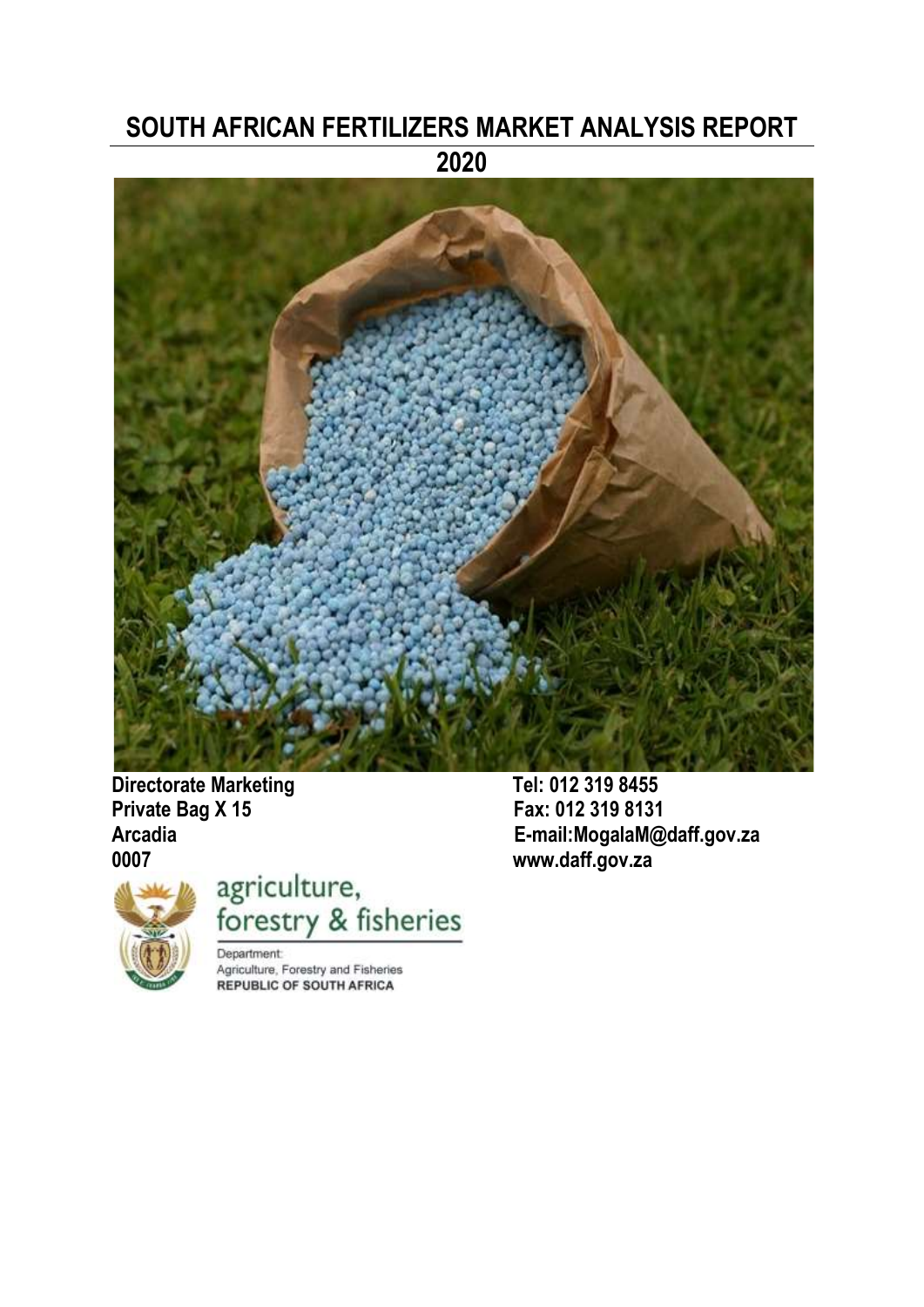# SOUTH AFRICAN FERTILIZERS MARKET ANALYSIS REPORT 2020

**Directorate Marketing**
**Private Bag X 15**
**Arcadia**
**0007**

**Tel: 012 319 8455**
**Fax: 012 319 8131**
**E-mail:MogalaM@daff.gov.za**
**www.daff.gov.za**

agriculture, forestry & fisheries

Department:
Agriculture, Forestry and Fisheries
REPUBLIC OF SOUTH AFRICA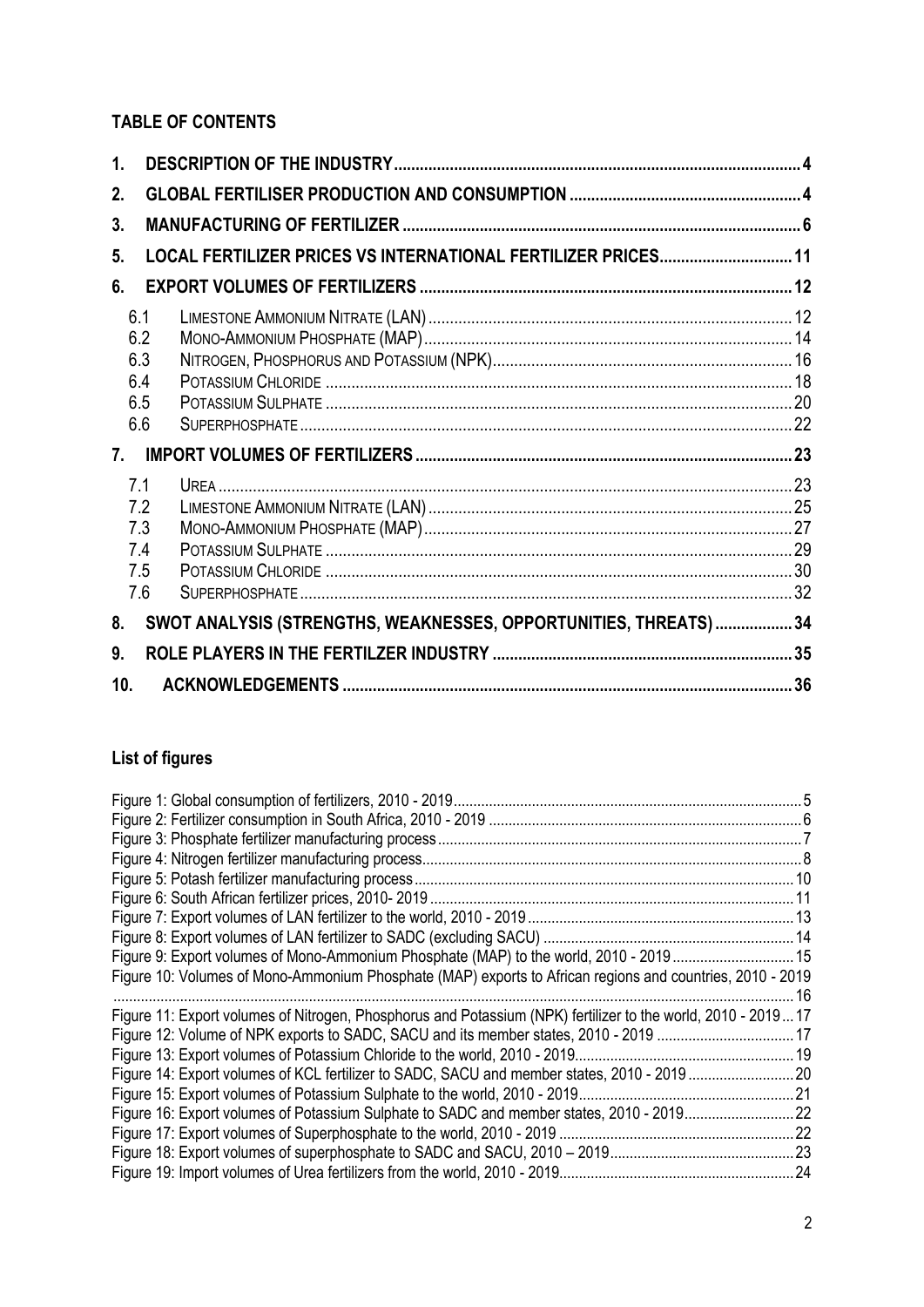## TABLE OF CONTENTS

1. DESCRIPTION OF THE INDUSTRY .......... 4
2. GLOBAL FERTILISER PRODUCTION AND CONSUMPTION .......... 4
3. MANUFACTURING OF FERTILIZER .......... 6
5. LOCAL FERTILIZER PRICES VS INTERNATIONAL FERTILIZER PRICES .......... 11
6. EXPORT VOLUMES OF FERTILIZERS .......... 12
   - 6.1 LIMESTONE AMMONIUM NITRATE (LAN) .......... 12
   - 6.2 MONO-AMMONIUM PHOSPHATE (MAP) .......... 14
   - 6.3 NITROGEN, PHOSPHORUS AND POTASSIUM (NPK) .......... 16
   - 6.4 POTASSIUM CHLORIDE .......... 18
   - 6.5 POTASSIUM SULPHATE .......... 20
   - 6.6 SUPERPHOSPHATE .......... 22
7. IMPORT VOLUMES OF FERTILIZERS .......... 23
   - 7.1 UREA .......... 23
   - 7.2 LIMESTONE AMMONIUM NITRATE (LAN) .......... 25
   - 7.3 MONO-AMMONIUM PHOSPHATE (MAP) .......... 27
   - 7.4 POTASSIUM SULPHATE .......... 29
   - 7.5 POTASSIUM CHLORIDE .......... 30
   - 7.6 SUPERPHOSPHATE .......... 32
8. SWOT ANALYSIS (STRENGTHS, WEAKNESSES, OPPORTUNITIES, THREATS) .......... 34
9. ROLE PLAYERS IN THE FERTILZER INDUSTRY .......... 35
10. ACKNOWLEDGEMENTS .......... 36

## List of figures

Figure 1: Global consumption of fertilizers, 2010 - 2019 .......... 5
Figure 2: Fertilizer consumption in South Africa, 2010 - 2019 .......... 6
Figure 3: Phosphate fertilizer manufacturing process .......... 7
Figure 4: Nitrogen fertilizer manufacturing process .......... 8
Figure 5: Potash fertilizer manufacturing process .......... 10
Figure 6: South African fertilizer prices, 2010- 2019 .......... 11
Figure 7: Export volumes of LAN fertilizer to the world, 2010 - 2019 .......... 13
Figure 8: Export volumes of LAN fertilizer to SADC (excluding SACU) .......... 14
Figure 9: Export volumes of Mono-Ammonium Phosphate (MAP) to the world, 2010 - 2019 .......... 15
Figure 10: Volumes of Mono-Ammonium Phosphate (MAP) exports to African regions and countries, 2010 - 2019 .......... 16
Figure 11: Export volumes of Nitrogen, Phosphorus and Potassium (NPK) fertilizer to the world, 2010 - 2019 .......... 17
Figure 12: Volume of NPK exports to SADC, SACU and its member states, 2010 - 2019 .......... 17
Figure 13: Export volumes of Potassium Chloride to the world, 2010 - 2019 .......... 19
Figure 14: Export volumes of KCL fertilizer to SADC, SACU and member states, 2010 - 2019 .......... 20
Figure 15: Export volumes of Potassium Sulphate to the world, 2010 - 2019 .......... 21
Figure 16: Export volumes of Potassium Sulphate to SADC and member states, 2010 - 2019 .......... 22
Figure 17: Export volumes of Superphosphate to the world, 2010 - 2019 .......... 22
Figure 18: Export volumes of superphosphate to SADC and SACU, 2010 – 2019 .......... 23
Figure 19: Import volumes of Urea fertilizers from the world, 2010 - 2019 .......... 24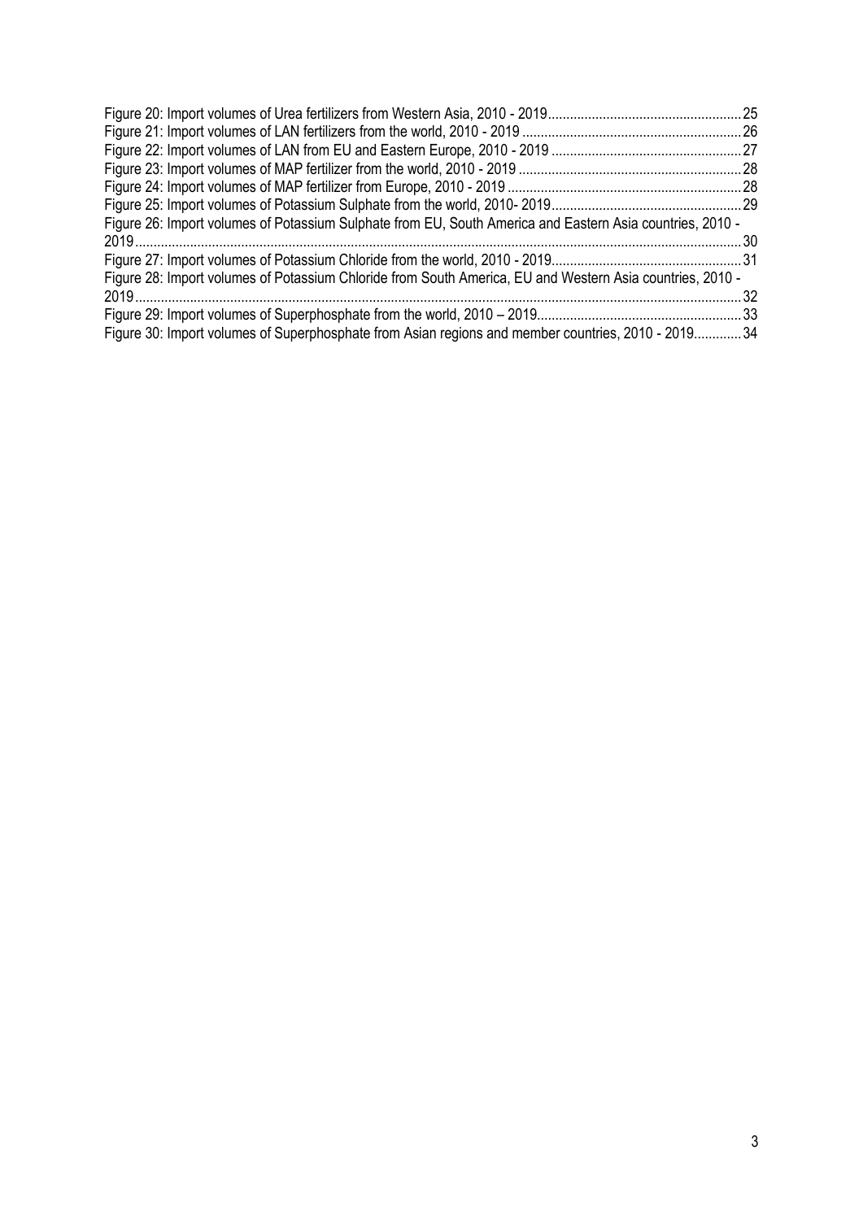Figure 20: Import volumes of Urea fertilizers from Western Asia, 2010 - 2019 .... 25

Figure 21: Import volumes of LAN fertilizers from the world, 2010 - 2019 .... 26

Figure 22: Import volumes of LAN from EU and Eastern Europe, 2010 - 2019 .... 27

Figure 23: Import volumes of MAP fertilizer from the world, 2010 - 2019 .... 28

Figure 24: Import volumes of MAP fertilizer from Europe, 2010 - 2019 .... 28

Figure 25: Import volumes of Potassium Sulphate from the world, 2010- 2019 .... 29

Figure 26: Import volumes of Potassium Sulphate from EU, South America and Eastern Asia countries, 2010 - 2019 .... 30

Figure 27: Import volumes of Potassium Chloride from the world, 2010 - 2019 .... 31

Figure 28: Import volumes of Potassium Chloride from South America, EU and Western Asia countries, 2010 - 2019 .... 32

Figure 29: Import volumes of Superphosphate from the world, 2010 – 2019 .... 33

Figure 30: Import volumes of Superphosphate from Asian regions and member countries, 2010 - 2019 .... 34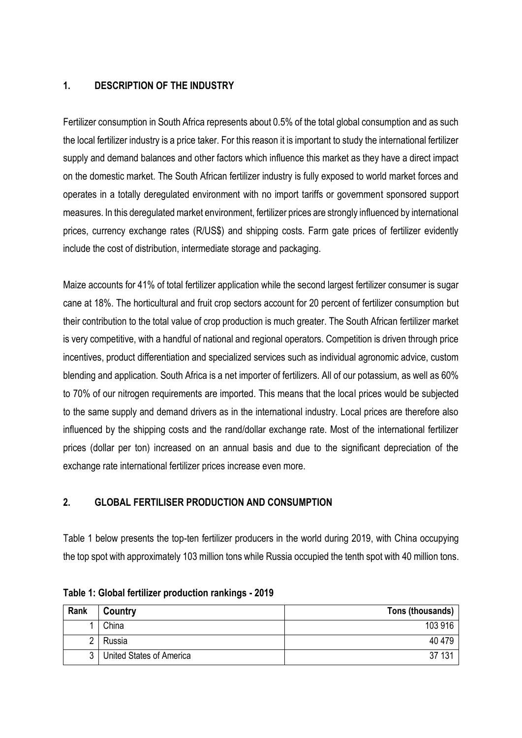## 1. DESCRIPTION OF THE INDUSTRY

Fertilizer consumption in South Africa represents about 0.5% of the total global consumption and as such the local fertilizer industry is a price taker. For this reason it is important to study the international fertilizer supply and demand balances and other factors which influence this market as they have a direct impact on the domestic market. The South African fertilizer industry is fully exposed to world market forces and operates in a totally deregulated environment with no import tariffs or government sponsored support measures. In this deregulated market environment, fertilizer prices are strongly influenced by international prices, currency exchange rates (R/US$) and shipping costs. Farm gate prices of fertilizer evidently include the cost of distribution, intermediate storage and packaging.

Maize accounts for 41% of total fertilizer application while the second largest fertilizer consumer is sugar cane at 18%. The horticultural and fruit crop sectors account for 20 percent of fertilizer consumption but their contribution to the total value of crop production is much greater. The South African fertilizer market is very competitive, with a handful of national and regional operators. Competition is driven through price incentives, product differentiation and specialized services such as individual agronomic advice, custom blending and application. South Africa is a net importer of fertilizers. All of our potassium, as well as 60% to 70% of our nitrogen requirements are imported. This means that the local prices would be subjected to the same supply and demand drivers as in the international industry. Local prices are therefore also influenced by the shipping costs and the rand/dollar exchange rate. Most of the international fertilizer prices (dollar per ton) increased on an annual basis and due to the significant depreciation of the exchange rate international fertilizer prices increase even more.

## 2. GLOBAL FERTILISER PRODUCTION AND CONSUMPTION

Table 1 below presents the top-ten fertilizer producers in the world during 2019, with China occupying the top spot with approximately 103 million tons while Russia occupied the tenth spot with 40 million tons.

**Table 1: Global fertilizer production rankings - 2019**

| Rank | Country | Tons (thousands) |
|---|---|---|
| 1 | China | 103 916 |
| 2 | Russia | 40 479 |
| 3 | United States of America | 37 131 |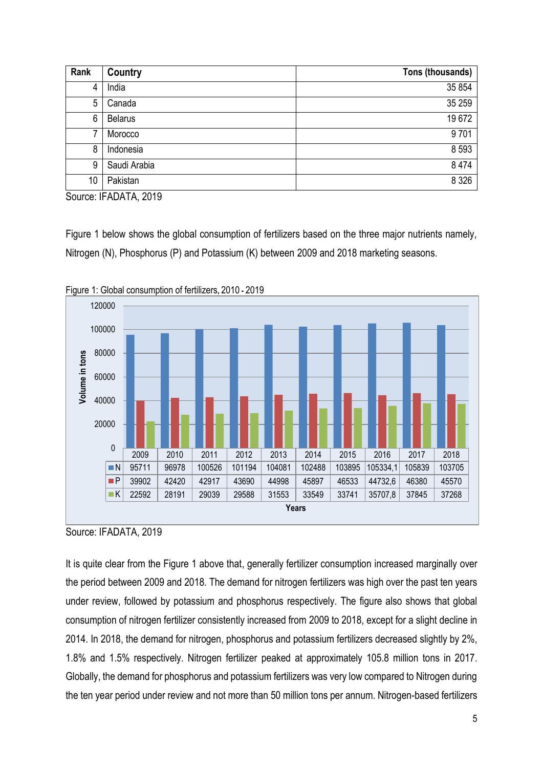| Rank | Country | Tons (thousands) |
|---|---|---|
| 4 | India | 35 854 |
| 5 | Canada | 35 259 |
| 6 | Belarus | 19 672 |
| 7 | Morocco | 9 701 |
| 8 | Indonesia | 8 593 |
| 9 | Saudi Arabia | 8 474 |
| 10 | Pakistan | 8 326 |

Source: IFADATA, 2019

Figure 1 below shows the global consumption of fertilizers based on the three major nutrients namely, Nitrogen (N), Phosphorus (P) and Potassium (K) between 2009 and 2018 marketing seasons.

Figure 1: Global consumption of fertilizers, 2010 - 2019

| | 2009 | 2010 | 2011 | 2012 | 2013 | 2014 | 2015 | 2016 | 2017 | 2018 |
|---|---|---|---|---|---|---|---|---|---|---|
| N | 95711 | 96978 | 100526 | 101194 | 104081 | 102488 | 103895 | 105334,1 | 105839 | 103705 |
| P | 39902 | 42420 | 42917 | 43690 | 44998 | 45897 | 46533 | 44732,6 | 46380 | 45570 |
| K | 22592 | 28191 | 29039 | 29588 | 31553 | 33549 | 33741 | 35707,8 | 37845 | 37268 |

Source: IFADATA, 2019

It is quite clear from the Figure 1 above that, generally fertilizer consumption increased marginally over the period between 2009 and 2018. The demand for nitrogen fertilizers was high over the past ten years under review, followed by potassium and phosphorus respectively. The figure also shows that global consumption of nitrogen fertilizer consistently increased from 2009 to 2018, except for a slight decline in 2014. In 2018, the demand for nitrogen, phosphorus and potassium fertilizers decreased slightly by 2%, 1.8% and 1.5% respectively. Nitrogen fertilizer peaked at approximately 105.8 million tons in 2017. Globally, the demand for phosphorus and potassium fertilizers was very low compared to Nitrogen during the ten year period under review and not more than 50 million tons per annum. Nitrogen-based fertilizers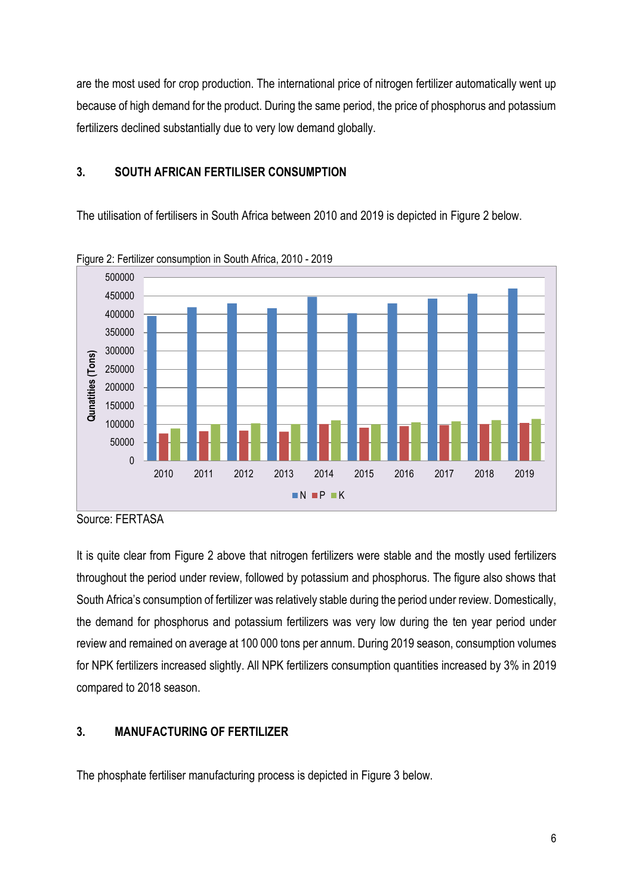are the most used for crop production. The international price of nitrogen fertilizer automatically went up because of high demand for the product. During the same period, the price of phosphorus and potassium fertilizers declined substantially due to very low demand globally.

## 3. SOUTH AFRICAN FERTILISER CONSUMPTION

The utilisation of fertilisers in South Africa between 2010 and 2019 is depicted in Figure 2 below.

Figure 2: Fertilizer consumption in South Africa, 2010 - 2019

Source: FERTASA

It is quite clear from Figure 2 above that nitrogen fertilizers were stable and the mostly used fertilizers throughout the period under review, followed by potassium and phosphorus. The figure also shows that South Africa's consumption of fertilizer was relatively stable during the period under review. Domestically, the demand for phosphorus and potassium fertilizers was very low during the ten year period under review and remained on average at 100 000 tons per annum. During 2019 season, consumption volumes for NPK fertilizers increased slightly. All NPK fertilizers consumption quantities increased by 3% in 2019 compared to 2018 season.

## 3. MANUFACTURING OF FERTILIZER

The phosphate fertiliser manufacturing process is depicted in Figure 3 below.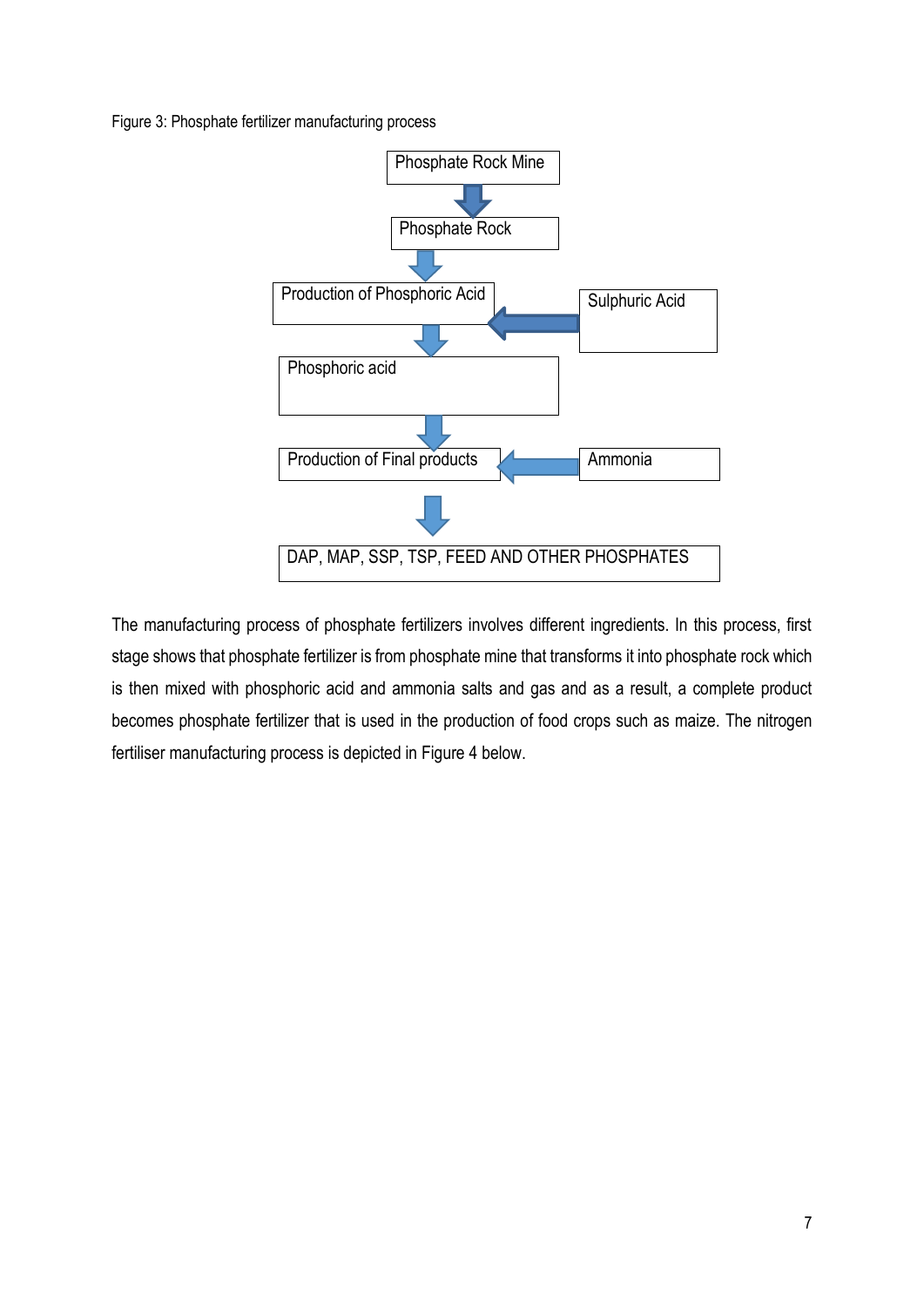Figure 3: Phosphate fertilizer manufacturing process

Phosphate Rock Mine

Phosphate Rock

Production of Phosphoric Acid

Sulphuric Acid

Phosphoric acid

Production of Final products

Ammonia

DAP, MAP, SSP, TSP, FEED AND OTHER PHOSPHATES

The manufacturing process of phosphate fertilizers involves different ingredients. In this process, first stage shows that phosphate fertilizer is from phosphate mine that transforms it into phosphate rock which is then mixed with phosphoric acid and ammonia salts and gas and as a result, a complete product becomes phosphate fertilizer that is used in the production of food crops such as maize. The nitrogen fertiliser manufacturing process is depicted in Figure 4 below.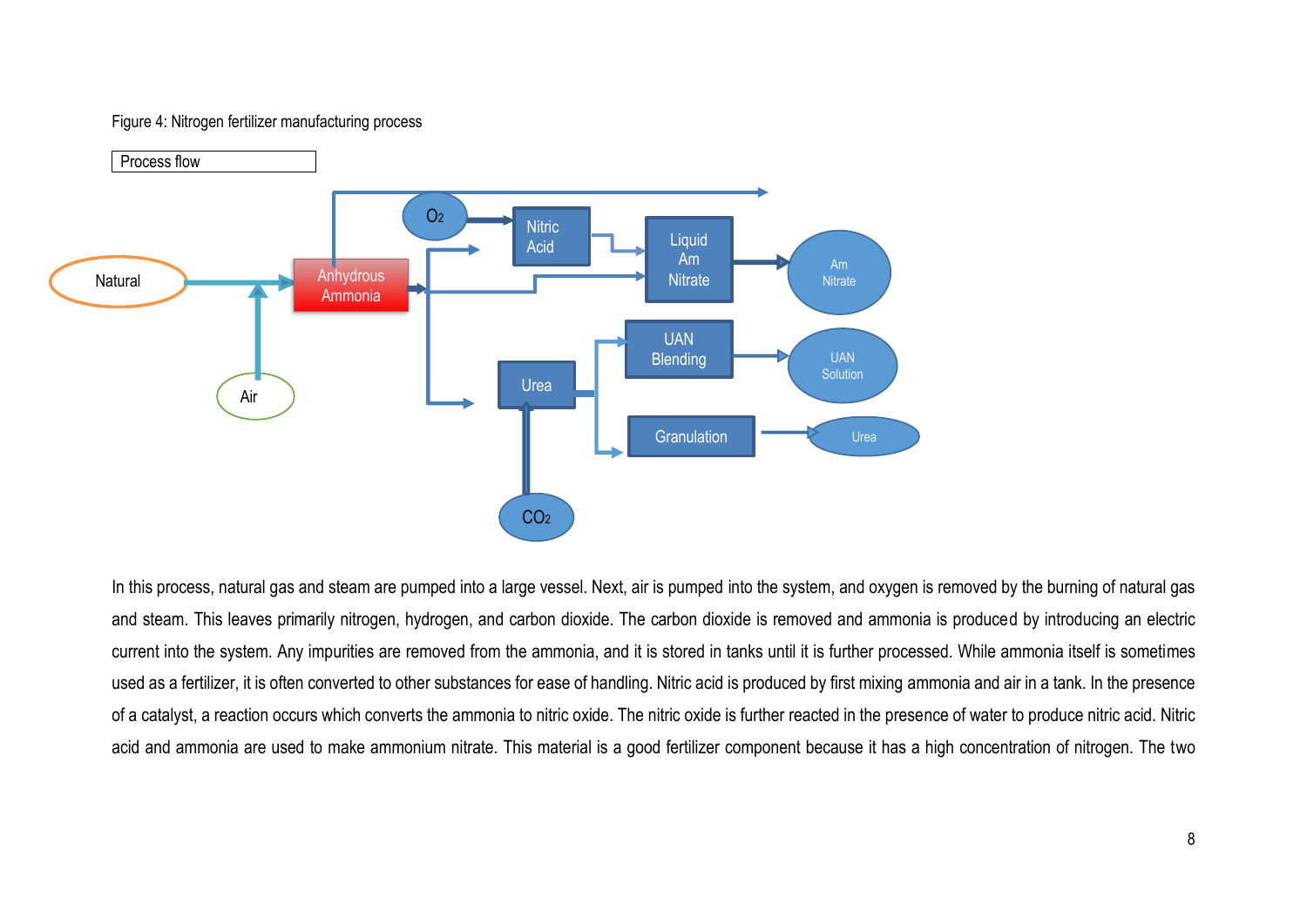Figure 4: Nitrogen fertilizer manufacturing process

In this process, natural gas and steam are pumped into a large vessel. Next, air is pumped into the system, and oxygen is removed by the burning of natural gas and steam. This leaves primarily nitrogen, hydrogen, and carbon dioxide. The carbon dioxide is removed and ammonia is produced by introducing an electric current into the system. Any impurities are removed from the ammonia, and it is stored in tanks until it is further processed. While ammonia itself is sometimes used as a fertilizer, it is often converted to other substances for ease of handling. Nitric acid is produced by first mixing ammonia and air in a tank. In the presence of a catalyst, a reaction occurs which converts the ammonia to nitric oxide. The nitric oxide is further reacted in the presence of water to produce nitric acid. Nitric acid and ammonia are used to make ammonium nitrate. This material is a good fertilizer component because it has a high concentration of nitrogen. The two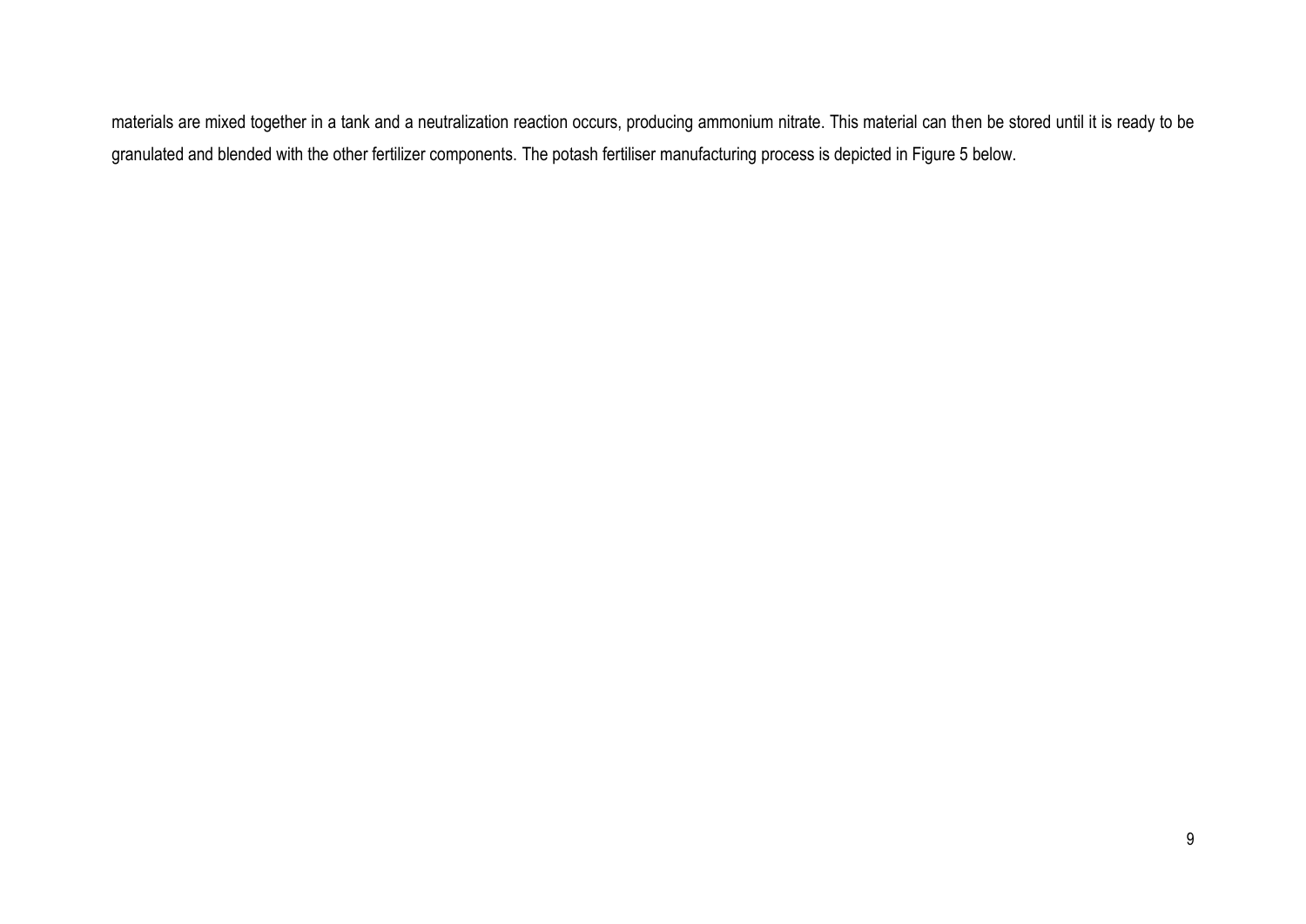materials are mixed together in a tank and a neutralization reaction occurs, producing ammonium nitrate. This material can then be stored until it is ready to be granulated and blended with the other fertilizer components. The potash fertiliser manufacturing process is depicted in Figure 5 below.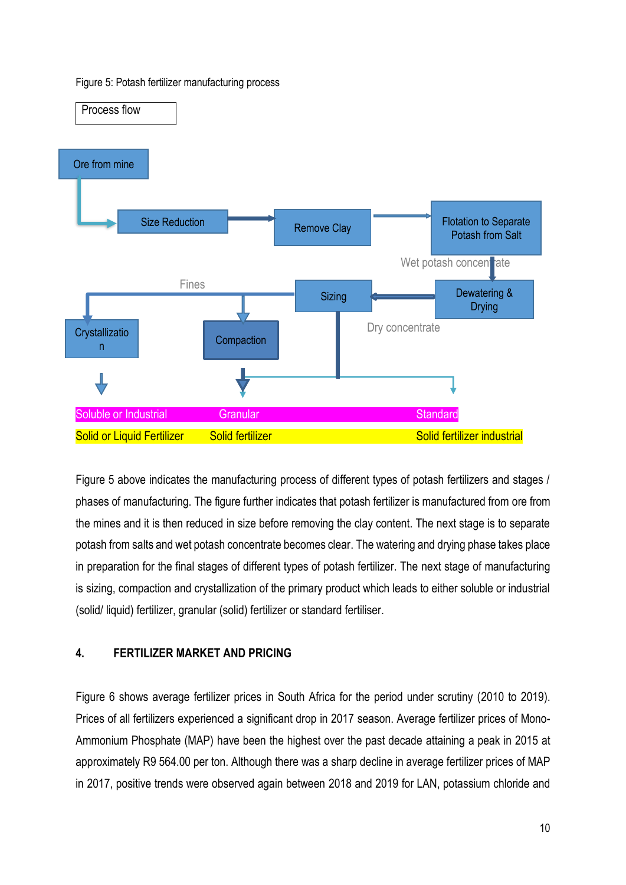Figure 5: Potash fertilizer manufacturing process

Process flow

Ore from mine

Size Reduction

Remove Clay

Flotation to Separate Potash from Salt

Wet potash concentrate

Dewatering & Drying

Sizing

Fines

Dry concentrate

Crystallization

Compaction

| Soluble or Industrial | Granular | Standard |
|---|---|---|
| Solid or Liquid Fertilizer | Solid fertilizer | Solid fertilizer industrial |

Figure 5 above indicates the manufacturing process of different types of potash fertilizers and stages / phases of manufacturing. The figure further indicates that potash fertilizer is manufactured from ore from the mines and it is then reduced in size before removing the clay content. The next stage is to separate potash from salts and wet potash concentrate becomes clear. The watering and drying phase takes place in preparation for the final stages of different types of potash fertilizer. The next stage of manufacturing is sizing, compaction and crystallization of the primary product which leads to either soluble or industrial (solid/ liquid) fertilizer, granular (solid) fertilizer or standard fertiliser.

## 4. FERTILIZER MARKET AND PRICING

Figure 6 shows average fertilizer prices in South Africa for the period under scrutiny (2010 to 2019). Prices of all fertilizers experienced a significant drop in 2017 season. Average fertilizer prices of Mono-Ammonium Phosphate (MAP) have been the highest over the past decade attaining a peak in 2015 at approximately R9 564.00 per ton. Although there was a sharp decline in average fertilizer prices of MAP in 2017, positive trends were observed again between 2018 and 2019 for LAN, potassium chloride and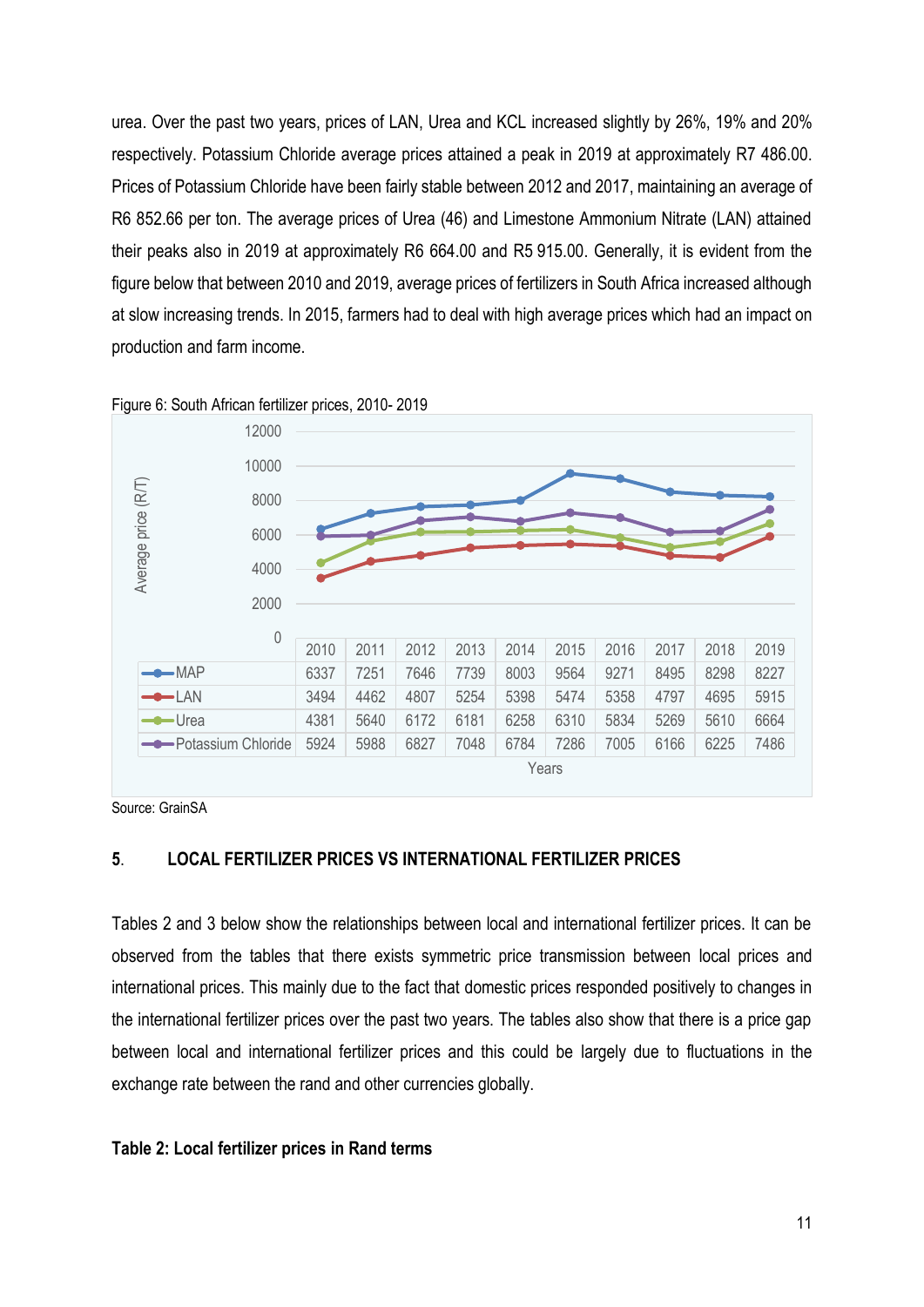urea. Over the past two years, prices of LAN, Urea and KCL increased slightly by 26%, 19% and 20% respectively. Potassium Chloride average prices attained a peak in 2019 at approximately R7 486.00. Prices of Potassium Chloride have been fairly stable between 2012 and 2017, maintaining an average of R6 852.66 per ton. The average prices of Urea (46) and Limestone Ammonium Nitrate (LAN) attained their peaks also in 2019 at approximately R6 664.00 and R5 915.00. Generally, it is evident from the figure below that between 2010 and 2019, average prices of fertilizers in South Africa increased although at slow increasing trends. In 2015, farmers had to deal with high average prices which had an impact on production and farm income.

Figure 6: South African fertilizer prices, 2010- 2019

| | 2010 | 2011 | 2012 | 2013 | 2014 | 2015 | 2016 | 2017 | 2018 | 2019 |
|---|---|---|---|---|---|---|---|---|---|---|
| MAP | 6337 | 7251 | 7646 | 7739 | 8003 | 9564 | 9271 | 8495 | 8298 | 8227 |
| LAN | 3494 | 4462 | 4807 | 5254 | 5398 | 5474 | 5358 | 4797 | 4695 | 5915 |
| Urea | 4381 | 5640 | 6172 | 6181 | 6258 | 6310 | 5834 | 5269 | 5610 | 6664 |
| Potassium Chloride | 5924 | 5988 | 6827 | 7048 | 6784 | 7286 | 7005 | 6166 | 6225 | 7486 |

Source: GrainSA

## 5. LOCAL FERTILIZER PRICES VS INTERNATIONAL FERTILIZER PRICES

Tables 2 and 3 below show the relationships between local and international fertilizer prices. It can be observed from the tables that there exists symmetric price transmission between local prices and international prices. This mainly due to the fact that domestic prices responded positively to changes in the international fertilizer prices over the past two years. The tables also show that there is a price gap between local and international fertilizer prices and this could be largely due to fluctuations in the exchange rate between the rand and other currencies globally.

**Table 2: Local fertilizer prices in Rand terms**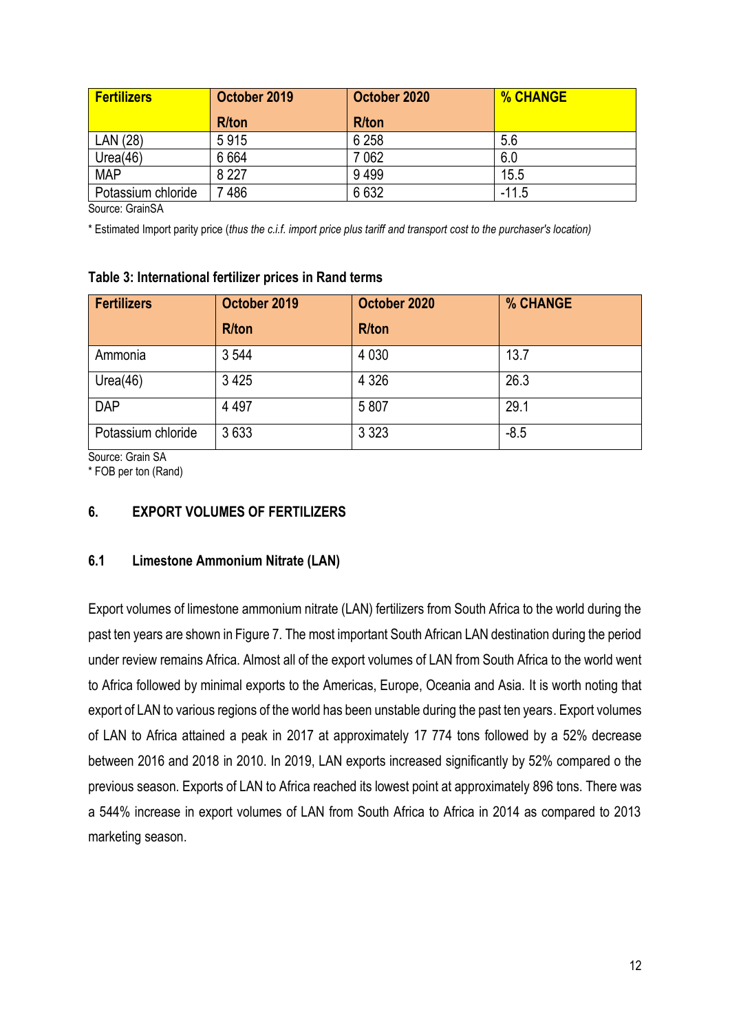| Fertilizers | October 2019 | October 2020 | % CHANGE |
|---|---|---|---|
| | R/ton | R/ton | |
| LAN (28) | 5 915 | 6 258 | 5.6 |
| Urea(46) | 6 664 | 7 062 | 6.0 |
| MAP | 8 227 | 9 499 | 15.5 |
| Potassium chloride | 7 486 | 6 632 | -11.5 |

Source: GrainSA

* Estimated Import parity price (*thus the c.i.f. import price plus tariff and transport cost to the purchaser's location)*

**Table 3: International fertilizer prices in Rand terms**

| Fertilizers | October 2019 | October 2020 | % CHANGE |
|---|---|---|---|
| | R/ton | R/ton | |
| Ammonia | 3 544 | 4 030 | 13.7 |
| Urea(46) | 3 425 | 4 326 | 26.3 |
| DAP | 4 497 | 5 807 | 29.1 |
| Potassium chloride | 3 633 | 3 323 | -8.5 |

Source: Grain SA
* FOB per ton (Rand)

## 6. EXPORT VOLUMES OF FERTILIZERS

### 6.1 Limestone Ammonium Nitrate (LAN)

Export volumes of limestone ammonium nitrate (LAN) fertilizers from South Africa to the world during the past ten years are shown in Figure 7. The most important South African LAN destination during the period under review remains Africa. Almost all of the export volumes of LAN from South Africa to the world went to Africa followed by minimal exports to the Americas, Europe, Oceania and Asia. It is worth noting that export of LAN to various regions of the world has been unstable during the past ten years. Export volumes of LAN to Africa attained a peak in 2017 at approximately 17 774 tons followed by a 52% decrease between 2016 and 2018 in 2010. In 2019, LAN exports increased significantly by 52% compared o the previous season. Exports of LAN to Africa reached its lowest point at approximately 896 tons. There was a 544% increase in export volumes of LAN from South Africa to Africa in 2014 as compared to 2013 marketing season.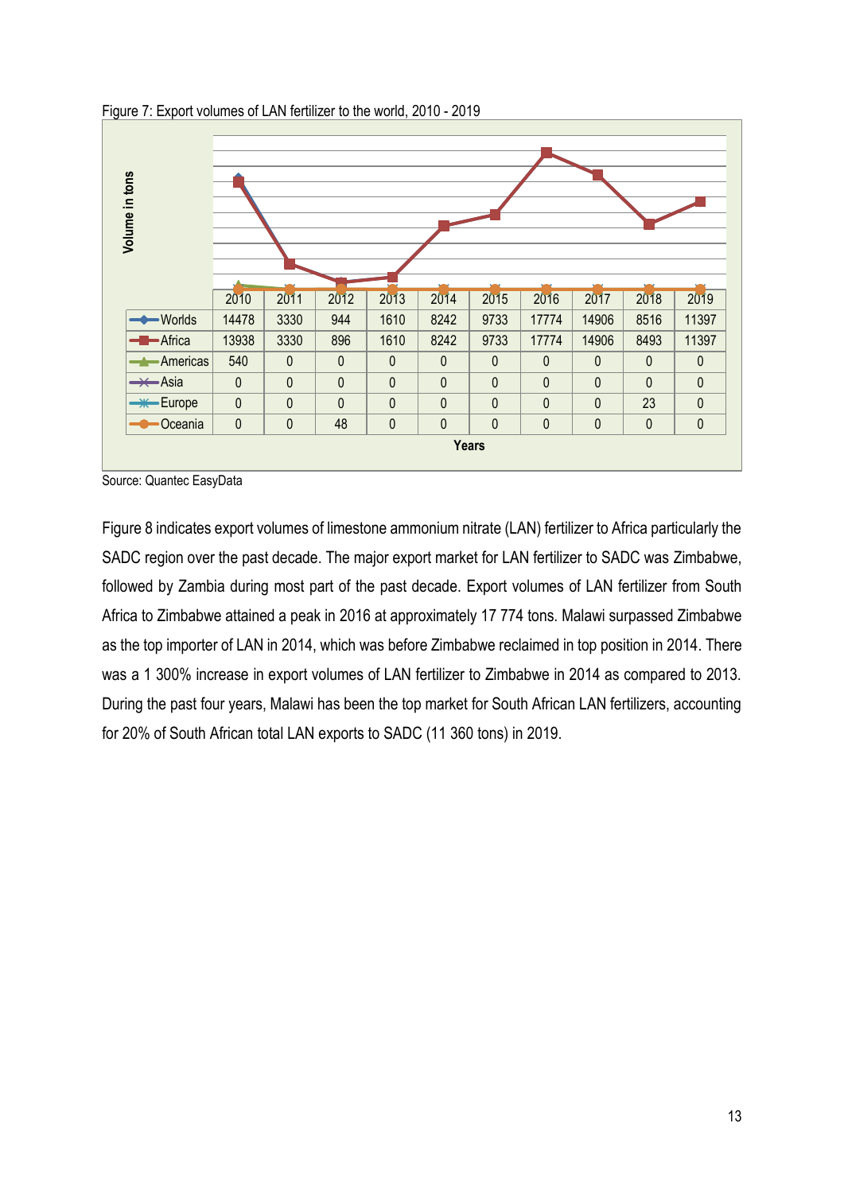Figure 7: Export volumes of LAN fertilizer to the world, 2010 - 2019

| | 2010 | 2011 | 2012 | 2013 | 2014 | 2015 | 2016 | 2017 | 2018 | 2019 |
|---|---|---|---|---|---|---|---|---|---|---|
| Worlds | 14478 | 3330 | 944 | 1610 | 8242 | 9733 | 17774 | 14906 | 8516 | 11397 |
| Africa | 13938 | 3330 | 896 | 1610 | 8242 | 9733 | 17774 | 14906 | 8493 | 11397 |
| Americas | 540 | 0 | 0 | 0 | 0 | 0 | 0 | 0 | 0 | 0 |
| Asia | 0 | 0 | 0 | 0 | 0 | 0 | 0 | 0 | 0 | 0 |
| Europe | 0 | 0 | 0 | 0 | 0 | 0 | 0 | 0 | 23 | 0 |
| Oceania | 0 | 0 | 48 | 0 | 0 | 0 | 0 | 0 | 0 | 0 |

Source: Quantec EasyData

Figure 8 indicates export volumes of limestone ammonium nitrate (LAN) fertilizer to Africa particularly the SADC region over the past decade. The major export market for LAN fertilizer to SADC was Zimbabwe, followed by Zambia during most part of the past decade. Export volumes of LAN fertilizer from South Africa to Zimbabwe attained a peak in 2016 at approximately 17 774 tons. Malawi surpassed Zimbabwe as the top importer of LAN in 2014, which was before Zimbabwe reclaimed in top position in 2014. There was a 1 300% increase in export volumes of LAN fertilizer to Zimbabwe in 2014 as compared to 2013. During the past four years, Malawi has been the top market for South African LAN fertilizers, accounting for 20% of South African total LAN exports to SADC (11 360 tons) in 2019.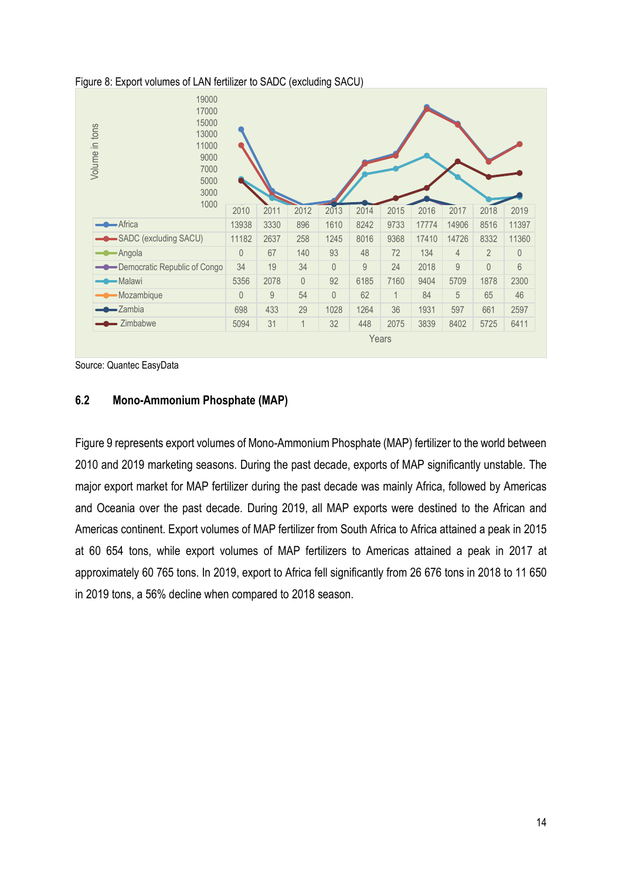Figure 8: Export volumes of LAN fertilizer to SADC (excluding SACU)

| | 2010 | 2011 | 2012 | 2013 | 2014 | 2015 | 2016 | 2017 | 2018 | 2019 |
|---|---|---|---|---|---|---|---|---|---|---|
| Africa | 13938 | 3330 | 896 | 1610 | 8242 | 9733 | 17774 | 14906 | 8516 | 11397 |
| SADC (excluding SACU) | 11182 | 2637 | 258 | 1245 | 8016 | 9368 | 17410 | 14726 | 8332 | 11360 |
| Angola | 0 | 67 | 140 | 93 | 48 | 72 | 134 | 4 | 2 | 0 |
| Democratic Republic of Congo | 34 | 19 | 34 | 0 | 9 | 24 | 2018 | 9 | 0 | 6 |
| Malawi | 5356 | 2078 | 0 | 92 | 6185 | 7160 | 9404 | 5709 | 1878 | 2300 |
| Mozambique | 0 | 9 | 54 | 0 | 62 | 1 | 84 | 5 | 65 | 46 |
| Zambia | 698 | 433 | 29 | 1028 | 1264 | 36 | 1931 | 597 | 661 | 2597 |
| Zimbabwe | 5094 | 31 | 1 | 32 | 448 | 2075 | 3839 | 8402 | 5725 | 6411 |

Source: Quantec EasyData

## 6.2 Mono-Ammonium Phosphate (MAP)

Figure 9 represents export volumes of Mono-Ammonium Phosphate (MAP) fertilizer to the world between 2010 and 2019 marketing seasons. During the past decade, exports of MAP significantly unstable. The major export market for MAP fertilizer during the past decade was mainly Africa, followed by Americas and Oceania over the past decade. During 2019, all MAP exports were destined to the African and Americas continent. Export volumes of MAP fertilizer from South Africa to Africa attained a peak in 2015 at 60 654 tons, while export volumes of MAP fertilizers to Americas attained a peak in 2017 at approximately 60 765 tons. In 2019, export to Africa fell significantly from 26 676 tons in 2018 to 11 650 in 2019 tons, a 56% decline when compared to 2018 season.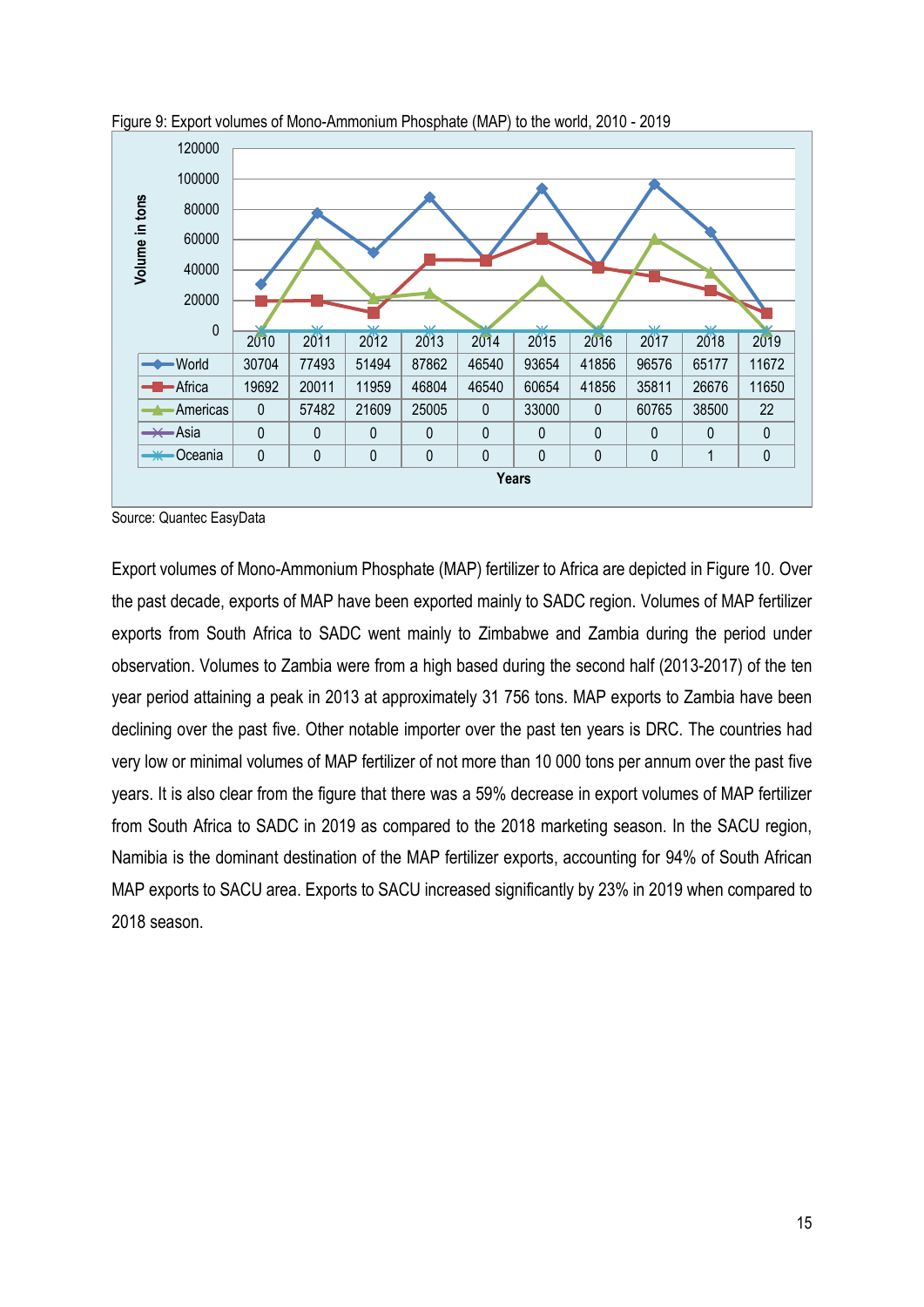Figure 9: Export volumes of Mono-Ammonium Phosphate (MAP) to the world, 2010 - 2019

| | 2010 | 2011 | 2012 | 2013 | 2014 | 2015 | 2016 | 2017 | 2018 | 2019 |
|---|---|---|---|---|---|---|---|---|---|---|
| World | 30704 | 77493 | 51494 | 87862 | 46540 | 93654 | 41856 | 96576 | 65177 | 11672 |
| Africa | 19692 | 20011 | 11959 | 46804 | 46540 | 60654 | 41856 | 35811 | 26676 | 11650 |
| Americas | 0 | 57482 | 21609 | 25005 | 0 | 33000 | 0 | 60765 | 38500 | 22 |
| Asia | 0 | 0 | 0 | 0 | 0 | 0 | 0 | 0 | 0 | 0 |
| Oceania | 0 | 0 | 0 | 0 | 0 | 0 | 0 | 0 | 1 | 0 |

Volume in tons; Years

Source: Quantec EasyData

Export volumes of Mono-Ammonium Phosphate (MAP) fertilizer to Africa are depicted in Figure 10. Over the past decade, exports of MAP have been exported mainly to SADC region. Volumes of MAP fertilizer exports from South Africa to SADC went mainly to Zimbabwe and Zambia during the period under observation. Volumes to Zambia were from a high based during the second half (2013-2017) of the ten year period attaining a peak in 2013 at approximately 31 756 tons. MAP exports to Zambia have been declining over the past five. Other notable importer over the past ten years is DRC. The countries had very low or minimal volumes of MAP fertilizer of not more than 10 000 tons per annum over the past five years. It is also clear from the figure that there was a 59% decrease in export volumes of MAP fertilizer from South Africa to SADC in 2019 as compared to the 2018 marketing season. In the SACU region, Namibia is the dominant destination of the MAP fertilizer exports, accounting for 94% of South African MAP exports to SACU area. Exports to SACU increased significantly by 23% in 2019 when compared to 2018 season.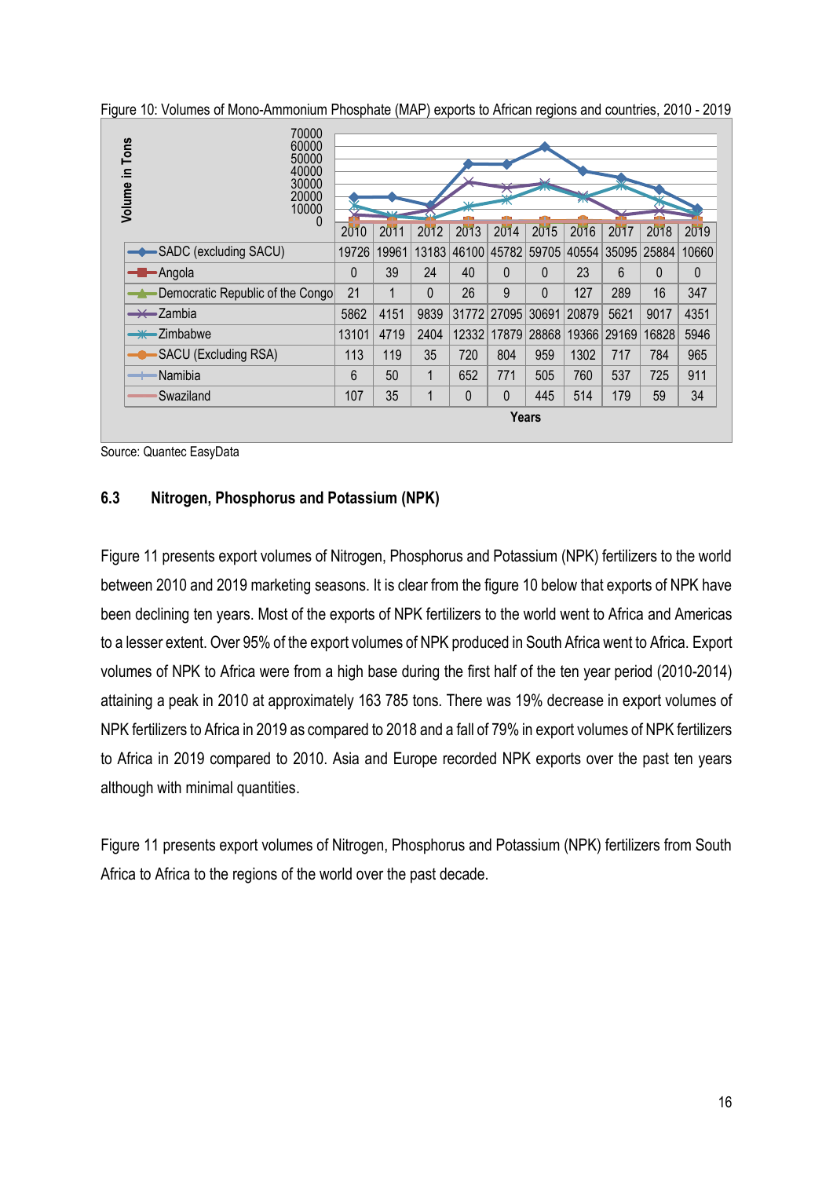Figure 10: Volumes of Mono-Ammonium Phosphate (MAP) exports to African regions and countries, 2010 - 2019

| | 2010 | 2011 | 2012 | 2013 | 2014 | 2015 | 2016 | 2017 | 2018 | 2019 |
|---|---|---|---|---|---|---|---|---|---|---|
| SADC (excluding SACU) | 19726 | 19961 | 13183 | 46100 | 45782 | 59705 | 40554 | 35095 | 25884 | 10660 |
| Angola | 0 | 39 | 24 | 40 | 0 | 0 | 23 | 6 | 0 | 0 |
| Democratic Republic of the Congo | 21 | 1 | 0 | 26 | 9 | 0 | 127 | 289 | 16 | 347 |
| Zambia | 5862 | 4151 | 9839 | 31772 | 27095 | 30691 | 20879 | 5621 | 9017 | 4351 |
| Zimbabwe | 13101 | 4719 | 2404 | 12332 | 17879 | 28868 | 19366 | 29169 | 16828 | 5946 |
| SACU (Excluding RSA) | 113 | 119 | 35 | 720 | 804 | 959 | 1302 | 717 | 784 | 965 |
| Namibia | 6 | 50 | 1 | 652 | 771 | 505 | 760 | 537 | 725 | 911 |
| Swaziland | 107 | 35 | 1 | 0 | 0 | 445 | 514 | 179 | 59 | 34 |

Source: Quantec EasyData

## 6.3 Nitrogen, Phosphorus and Potassium (NPK)

Figure 11 presents export volumes of Nitrogen, Phosphorus and Potassium (NPK) fertilizers to the world between 2010 and 2019 marketing seasons. It is clear from the figure 10 below that exports of NPK have been declining ten years. Most of the exports of NPK fertilizers to the world went to Africa and Americas to a lesser extent. Over 95% of the export volumes of NPK produced in South Africa went to Africa. Export volumes of NPK to Africa were from a high base during the first half of the ten year period (2010-2014) attaining a peak in 2010 at approximately 163 785 tons. There was 19% decrease in export volumes of NPK fertilizers to Africa in 2019 as compared to 2018 and a fall of 79% in export volumes of NPK fertilizers to Africa in 2019 compared to 2010. Asia and Europe recorded NPK exports over the past ten years although with minimal quantities.

Figure 11 presents export volumes of Nitrogen, Phosphorus and Potassium (NPK) fertilizers from South Africa to Africa to the regions of the world over the past decade.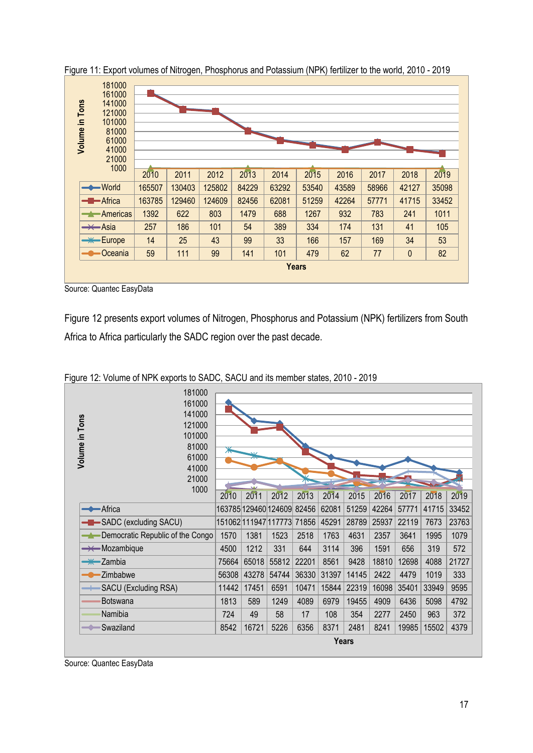Figure 11: Export volumes of Nitrogen, Phosphorus and Potassium (NPK) fertilizer to the world, 2010 - 2019

| | 2010 | 2011 | 2012 | 2013 | 2014 | 2015 | 2016 | 2017 | 2018 | 2019 |
|---|---|---|---|---|---|---|---|---|---|---|
| World | 165507 | 130403 | 125802 | 84229 | 63292 | 53540 | 43589 | 58966 | 42127 | 35098 |
| Africa | 163785 | 129460 | 124609 | 82456 | 62081 | 51259 | 42264 | 57771 | 41715 | 33452 |
| Americas | 1392 | 622 | 803 | 1479 | 688 | 1267 | 932 | 783 | 241 | 1011 |
| Asia | 257 | 186 | 101 | 54 | 389 | 334 | 174 | 131 | 41 | 105 |
| Europe | 14 | 25 | 43 | 99 | 33 | 166 | 157 | 169 | 34 | 53 |
| Oceania | 59 | 111 | 99 | 141 | 101 | 479 | 62 | 77 | 0 | 82 |

Source: Quantec EasyData

Figure 12 presents export volumes of Nitrogen, Phosphorus and Potassium (NPK) fertilizers from South Africa to Africa particularly the SADC region over the past decade.

Figure 12: Volume of NPK exports to SADC, SACU and its member states, 2010 - 2019

| | 2010 | 2011 | 2012 | 2013 | 2014 | 2015 | 2016 | 2017 | 2018 | 2019 |
|---|---|---|---|---|---|---|---|---|---|---|
| Africa | 163785 | 129460 | 124609 | 82456 | 62081 | 51259 | 42264 | 57771 | 41715 | 33452 |
| SADC (excluding SACU) | 151062 | 111947 | 117773 | 71856 | 45291 | 28789 | 25937 | 22119 | 7673 | 23763 |
| Democratic Republic of the Congo | 1570 | 1381 | 1523 | 2518 | 1763 | 4631 | 2357 | 3641 | 1995 | 1079 |
| Mozambique | 4500 | 1212 | 331 | 644 | 3114 | 396 | 1591 | 656 | 319 | 572 |
| Zambia | 75664 | 65018 | 55812 | 22201 | 8561 | 9428 | 18810 | 12698 | 4088 | 21727 |
| Zimbabwe | 56308 | 43278 | 54744 | 36330 | 31397 | 14145 | 2422 | 4479 | 1019 | 333 |
| SACU (Excluding RSA) | 11442 | 17451 | 6591 | 10471 | 15844 | 22319 | 16098 | 35401 | 33949 | 9595 |
| Botswana | 1813 | 589 | 1249 | 4089 | 6979 | 19455 | 4909 | 6436 | 5098 | 4792 |
| Namibia | 724 | 49 | 58 | 17 | 108 | 354 | 2277 | 2450 | 963 | 372 |
| Swaziland | 8542 | 16721 | 5226 | 6356 | 8371 | 2481 | 8241 | 19985 | 15502 | 4379 |

Source: Quantec EasyData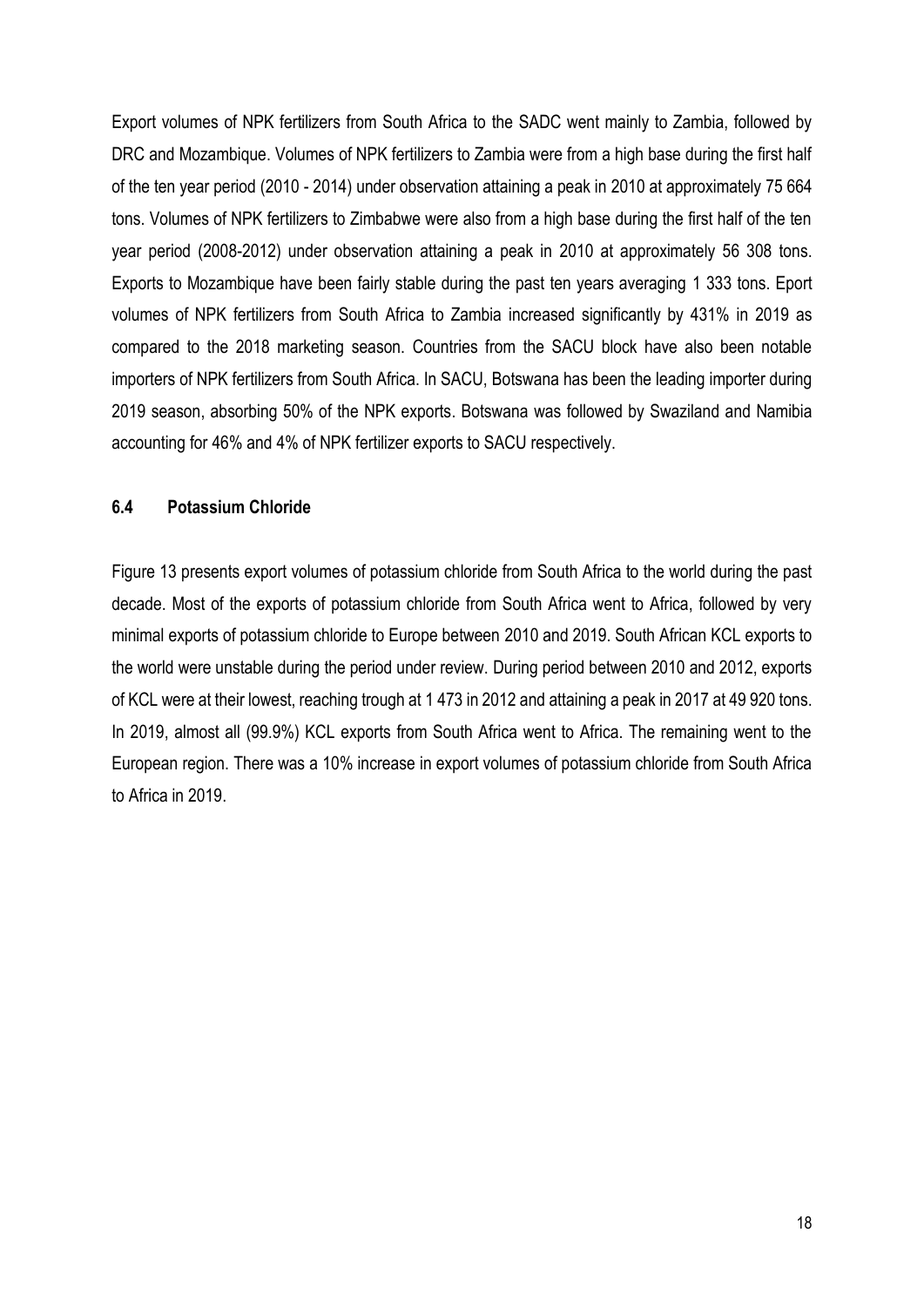Export volumes of NPK fertilizers from South Africa to the SADC went mainly to Zambia, followed by DRC and Mozambique. Volumes of NPK fertilizers to Zambia were from a high base during the first half of the ten year period (2010 - 2014) under observation attaining a peak in 2010 at approximately 75 664 tons. Volumes of NPK fertilizers to Zimbabwe were also from a high base during the first half of the ten year period (2008-2012) under observation attaining a peak in 2010 at approximately 56 308 tons. Exports to Mozambique have been fairly stable during the past ten years averaging 1 333 tons. Eport volumes of NPK fertilizers from South Africa to Zambia increased significantly by 431% in 2019 as compared to the 2018 marketing season. Countries from the SACU block have also been notable importers of NPK fertilizers from South Africa. In SACU, Botswana has been the leading importer during 2019 season, absorbing 50% of the NPK exports. Botswana was followed by Swaziland and Namibia accounting for 46% and 4% of NPK fertilizer exports to SACU respectively.

### 6.4 Potassium Chloride

Figure 13 presents export volumes of potassium chloride from South Africa to the world during the past decade. Most of the exports of potassium chloride from South Africa went to Africa, followed by very minimal exports of potassium chloride to Europe between 2010 and 2019. South African KCL exports to the world were unstable during the period under review. During period between 2010 and 2012, exports of KCL were at their lowest, reaching trough at 1 473 in 2012 and attaining a peak in 2017 at 49 920 tons. In 2019, almost all (99.9%) KCL exports from South Africa went to Africa. The remaining went to the European region. There was a 10% increase in export volumes of potassium chloride from South Africa to Africa in 2019.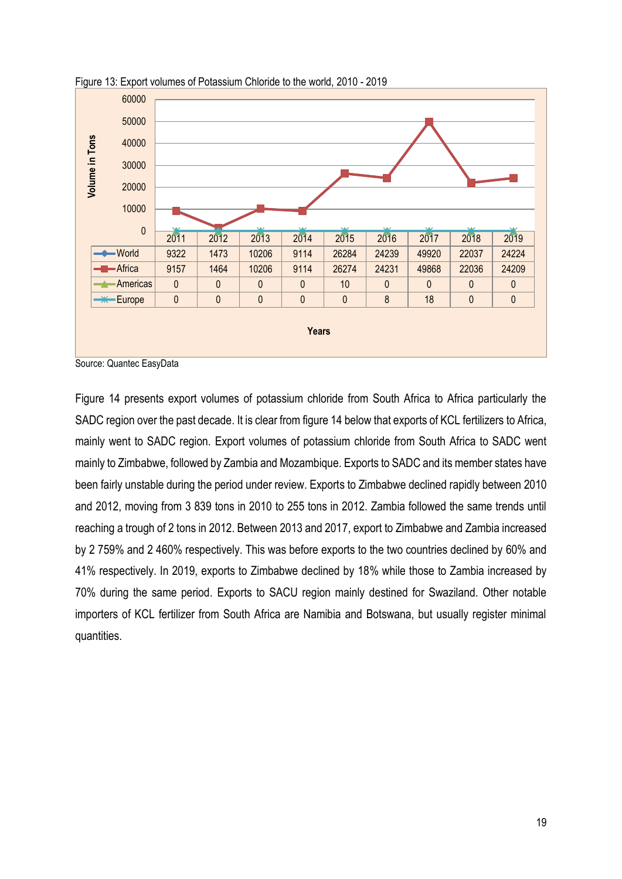Figure 13: Export volumes of Potassium Chloride to the world, 2010 - 2019

| | 2011 | 2012 | 2013 | 2014 | 2015 | 2016 | 2017 | 2018 | 2019 |
|---|---|---|---|---|---|---|---|---|---|
| World | 9322 | 1473 | 10206 | 9114 | 26284 | 24239 | 49920 | 22037 | 24224 |
| Africa | 9157 | 1464 | 10206 | 9114 | 26274 | 24231 | 49868 | 22036 | 24209 |
| Americas | 0 | 0 | 0 | 0 | 10 | 0 | 0 | 0 | 0 |
| Europe | 0 | 0 | 0 | 0 | 0 | 8 | 18 | 0 | 0 |

Source: Quantec EasyData

Figure 14 presents export volumes of potassium chloride from South Africa to Africa particularly the SADC region over the past decade. It is clear from figure 14 below that exports of KCL fertilizers to Africa, mainly went to SADC region. Export volumes of potassium chloride from South Africa to SADC went mainly to Zimbabwe, followed by Zambia and Mozambique. Exports to SADC and its member states have been fairly unstable during the period under review. Exports to Zimbabwe declined rapidly between 2010 and 2012, moving from 3 839 tons in 2010 to 255 tons in 2012. Zambia followed the same trends until reaching a trough of 2 tons in 2012. Between 2013 and 2017, export to Zimbabwe and Zambia increased by 2 759% and 2 460% respectively. This was before exports to the two countries declined by 60% and 41% respectively. In 2019, exports to Zimbabwe declined by 18% while those to Zambia increased by 70% during the same period. Exports to SACU region mainly destined for Swaziland. Other notable importers of KCL fertilizer from South Africa are Namibia and Botswana, but usually register minimal quantities.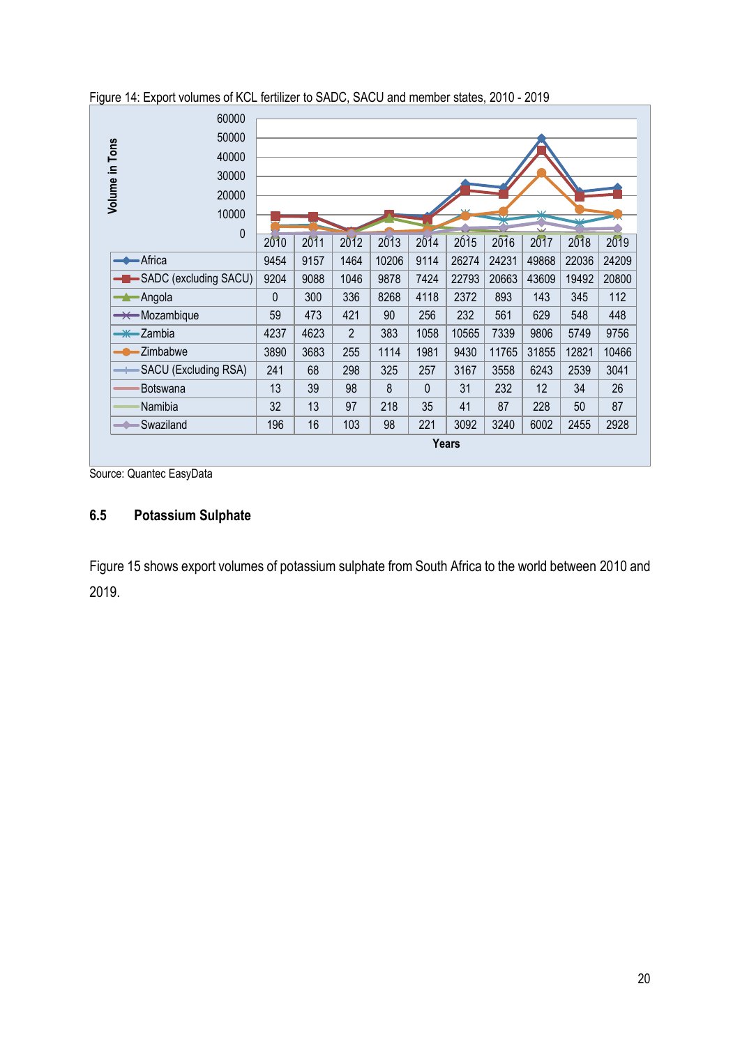Figure 14: Export volumes of KCL fertilizer to SADC, SACU and member states, 2010 - 2019

| | 2010 | 2011 | 2012 | 2013 | 2014 | 2015 | 2016 | 2017 | 2018 | 2019 |
|---|---|---|---|---|---|---|---|---|---|---|
| Africa | 9454 | 9157 | 1464 | 10206 | 9114 | 26274 | 24231 | 49868 | 22036 | 24209 |
| SADC (excluding SACU) | 9204 | 9088 | 1046 | 9878 | 7424 | 22793 | 20663 | 43609 | 19492 | 20800 |
| Angola | 0 | 300 | 336 | 8268 | 4118 | 2372 | 893 | 143 | 345 | 112 |
| Mozambique | 59 | 473 | 421 | 90 | 256 | 232 | 561 | 629 | 548 | 448 |
| Zambia | 4237 | 4623 | 2 | 383 | 1058 | 10565 | 7339 | 9806 | 5749 | 9756 |
| Zimbabwe | 3890 | 3683 | 255 | 1114 | 1981 | 9430 | 11765 | 31855 | 12821 | 10466 |
| SACU (Excluding RSA) | 241 | 68 | 298 | 325 | 257 | 3167 | 3558 | 6243 | 2539 | 3041 |
| Botswana | 13 | 39 | 98 | 8 | 0 | 31 | 232 | 12 | 34 | 26 |
| Namibia | 32 | 13 | 97 | 218 | 35 | 41 | 87 | 228 | 50 | 87 |
| Swaziland | 196 | 16 | 103 | 98 | 221 | 3092 | 3240 | 6002 | 2455 | 2928 |

Source: Quantec EasyData

## 6.5 Potassium Sulphate

Figure 15 shows export volumes of potassium sulphate from South Africa to the world between 2010 and 2019.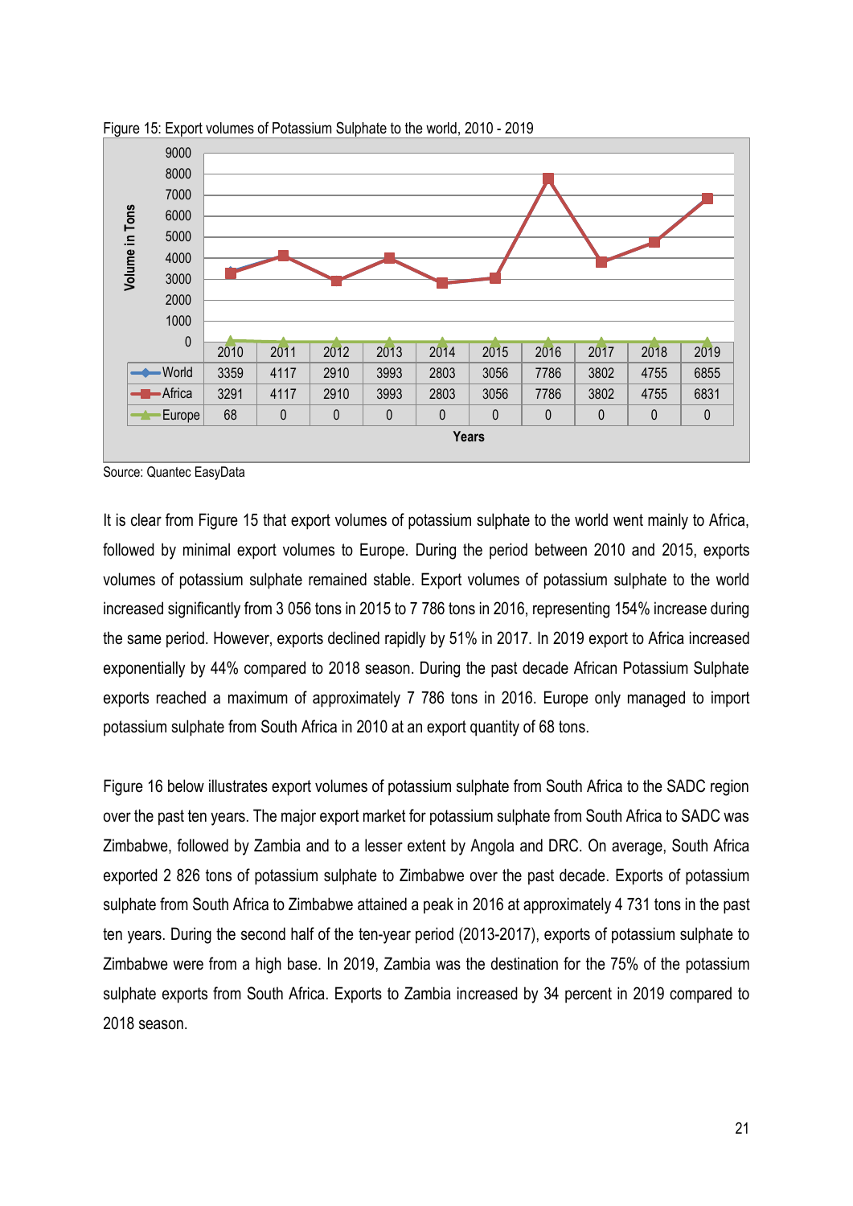Figure 15: Export volumes of Potassium Sulphate to the world, 2010 - 2019

| | 2010 | 2011 | 2012 | 2013 | 2014 | 2015 | 2016 | 2017 | 2018 | 2019 |
|---|---|---|---|---|---|---|---|---|---|---|
| World | 3359 | 4117 | 2910 | 3993 | 2803 | 3056 | 7786 | 3802 | 4755 | 6855 |
| Africa | 3291 | 4117 | 2910 | 3993 | 2803 | 3056 | 7786 | 3802 | 4755 | 6831 |
| Europe | 68 | 0 | 0 | 0 | 0 | 0 | 0 | 0 | 0 | 0 |

Source: Quantec EasyData

It is clear from Figure 15 that export volumes of potassium sulphate to the world went mainly to Africa, followed by minimal export volumes to Europe. During the period between 2010 and 2015, exports volumes of potassium sulphate remained stable. Export volumes of potassium sulphate to the world increased significantly from 3 056 tons in 2015 to 7 786 tons in 2016, representing 154% increase during the same period. However, exports declined rapidly by 51% in 2017. In 2019 export to Africa increased exponentially by 44% compared to 2018 season. During the past decade African Potassium Sulphate exports reached a maximum of approximately 7 786 tons in 2016. Europe only managed to import potassium sulphate from South Africa in 2010 at an export quantity of 68 tons.

Figure 16 below illustrates export volumes of potassium sulphate from South Africa to the SADC region over the past ten years. The major export market for potassium sulphate from South Africa to SADC was Zimbabwe, followed by Zambia and to a lesser extent by Angola and DRC. On average, South Africa exported 2 826 tons of potassium sulphate to Zimbabwe over the past decade. Exports of potassium sulphate from South Africa to Zimbabwe attained a peak in 2016 at approximately 4 731 tons in the past ten years. During the second half of the ten-year period (2013-2017), exports of potassium sulphate to Zimbabwe were from a high base. In 2019, Zambia was the destination for the 75% of the potassium sulphate exports from South Africa. Exports to Zambia increased by 34 percent in 2019 compared to 2018 season.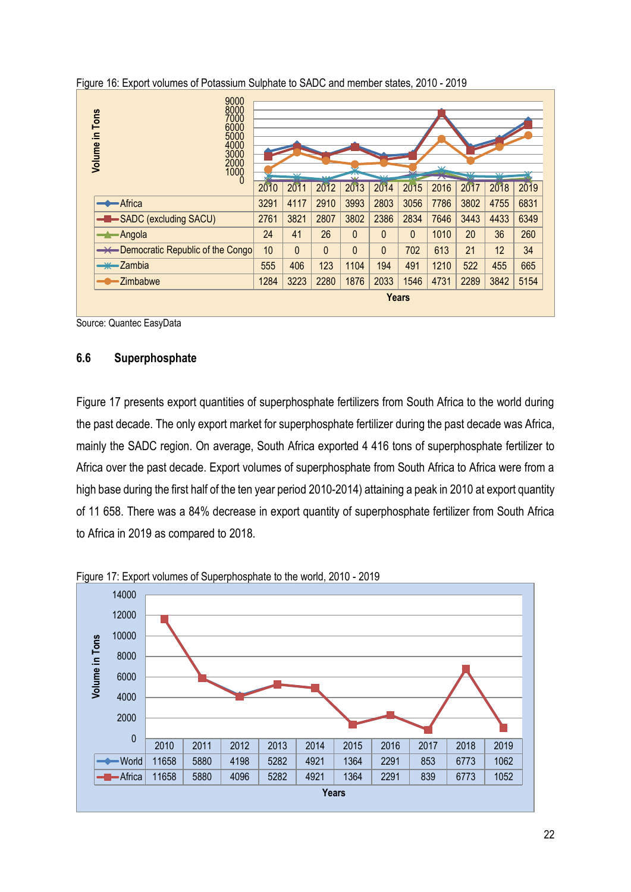Figure 16: Export volumes of Potassium Sulphate to SADC and member states, 2010 - 2019

| | 2010 | 2011 | 2012 | 2013 | 2014 | 2015 | 2016 | 2017 | 2018 | 2019 |
|---|---|---|---|---|---|---|---|---|---|---|
| Africa | 3291 | 4117 | 2910 | 3993 | 2803 | 3056 | 7786 | 3802 | 4755 | 6831 |
| SADC (excluding SACU) | 2761 | 3821 | 2807 | 3802 | 2386 | 2834 | 7646 | 3443 | 4433 | 6349 |
| Angola | 24 | 41 | 26 | 0 | 0 | 0 | 1010 | 20 | 36 | 260 |
| Democratic Republic of the Congo | 10 | 0 | 0 | 0 | 0 | 702 | 613 | 21 | 12 | 34 |
| Zambia | 555 | 406 | 123 | 1104 | 194 | 491 | 1210 | 522 | 455 | 665 |
| Zimbabwe | 1284 | 3223 | 2280 | 1876 | 2033 | 1546 | 4731 | 2289 | 3842 | 5154 |

Source: Quantec EasyData

## 6.6 Superphosphate

Figure 17 presents export quantities of superphosphate fertilizers from South Africa to the world during the past decade. The only export market for superphosphate fertilizer during the past decade was Africa, mainly the SADC region. On average, South Africa exported 4 416 tons of superphosphate fertilizer to Africa over the past decade. Export volumes of superphosphate from South Africa to Africa were from a high base during the first half of the ten year period 2010-2014) attaining a peak in 2010 at export quantity of 11 658. There was a 84% decrease in export quantity of superphosphate fertilizer from South Africa to Africa in 2019 as compared to 2018.

Figure 17: Export volumes of Superphosphate to the world, 2010 - 2019

| | 2010 | 2011 | 2012 | 2013 | 2014 | 2015 | 2016 | 2017 | 2018 | 2019 |
|---|---|---|---|---|---|---|---|---|---|---|
| World | 11658 | 5880 | 4198 | 5282 | 4921 | 1364 | 2291 | 853 | 6773 | 1062 |
| Africa | 11658 | 5880 | 4096 | 5282 | 4921 | 1364 | 2291 | 839 | 6773 | 1052 |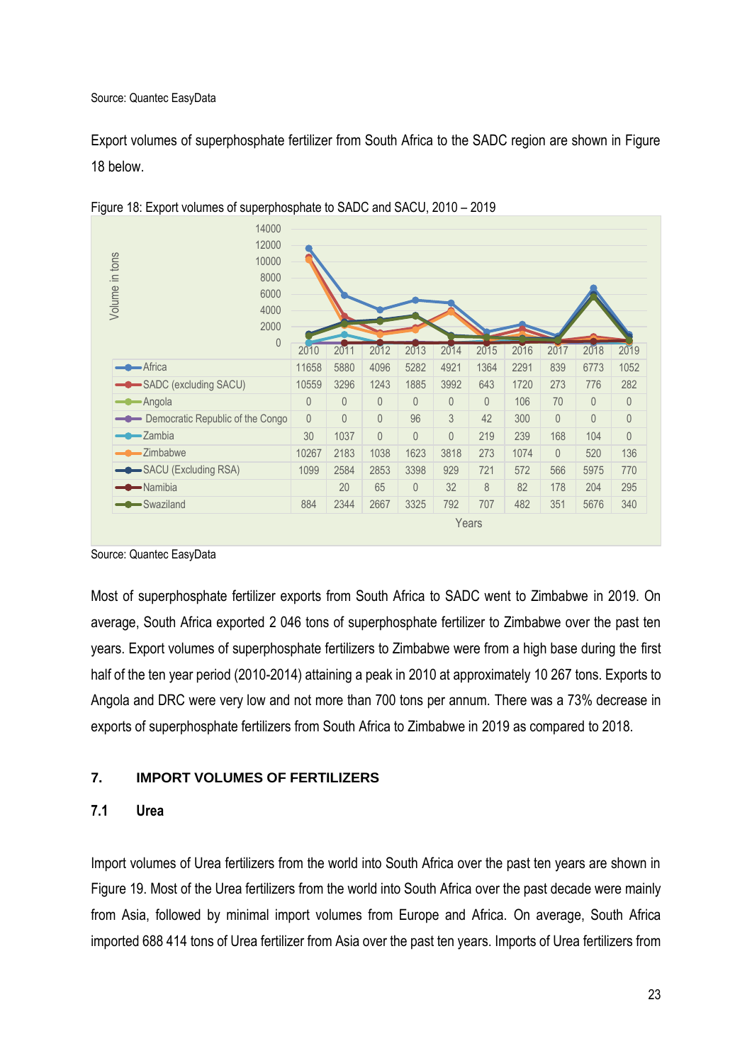Source: Quantec EasyData

Export volumes of superphosphate fertilizer from South Africa to the SADC region are shown in Figure 18 below.

Figure 18: Export volumes of superphosphate to SADC and SACU, 2010 – 2019

| | 2010 | 2011 | 2012 | 2013 | 2014 | 2015 | 2016 | 2017 | 2018 | 2019 |
|---|---|---|---|---|---|---|---|---|---|---|
| Africa | 11658 | 5880 | 4096 | 5282 | 4921 | 1364 | 2291 | 839 | 6773 | 1052 |
| SADC (excluding SACU) | 10559 | 3296 | 1243 | 1885 | 3992 | 643 | 1720 | 273 | 776 | 282 |
| Angola | 0 | 0 | 0 | 0 | 0 | 0 | 106 | 70 | 0 | 0 |
| Democratic Republic of the Congo | 0 | 0 | 0 | 96 | 3 | 42 | 300 | 0 | 0 | 0 |
| Zambia | 30 | 1037 | 0 | 0 | 0 | 219 | 239 | 168 | 104 | 0 |
| Zimbabwe | 10267 | 2183 | 1038 | 1623 | 3818 | 273 | 1074 | 0 | 520 | 136 |
| SACU (Excluding RSA) | 1099 | 2584 | 2853 | 3398 | 929 | 721 | 572 | 566 | 5975 | 770 |
| Namibia | | 20 | 65 | 0 | 32 | 8 | 82 | 178 | 204 | 295 |
| Swaziland | 884 | 2344 | 2667 | 3325 | 792 | 707 | 482 | 351 | 5676 | 340 |

Source: Quantec EasyData

Most of superphosphate fertilizer exports from South Africa to SADC went to Zimbabwe in 2019. On average, South Africa exported 2 046 tons of superphosphate fertilizer to Zimbabwe over the past ten years. Export volumes of superphosphate fertilizers to Zimbabwe were from a high base during the first half of the ten year period (2010-2014) attaining a peak in 2010 at approximately 10 267 tons. Exports to Angola and DRC were very low and not more than 700 tons per annum. There was a 73% decrease in exports of superphosphate fertilizers from South Africa to Zimbabwe in 2019 as compared to 2018.

## 7. IMPORT VOLUMES OF FERTILIZERS

### 7.1 Urea

Import volumes of Urea fertilizers from the world into South Africa over the past ten years are shown in Figure 19. Most of the Urea fertilizers from the world into South Africa over the past decade were mainly from Asia, followed by minimal import volumes from Europe and Africa. On average, South Africa imported 688 414 tons of Urea fertilizer from Asia over the past ten years. Imports of Urea fertilizers from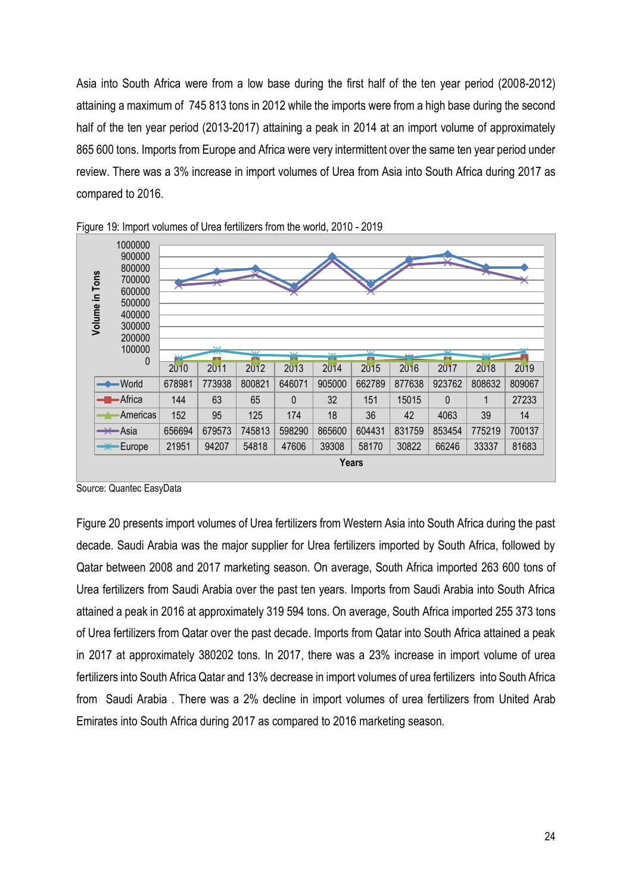Asia into South Africa were from a low base during the first half of the ten year period (2008-2012) attaining a maximum of 745 813 tons in 2012 while the imports were from a high base during the second half of the ten year period (2013-2017) attaining a peak in 2014 at an import volume of approximately 865 600 tons. Imports from Europe and Africa were very intermittent over the same ten year period under review. There was a 3% increase in import volumes of Urea from Asia into South Africa during 2017 as compared to 2016.

Figure 19: Import volumes of Urea fertilizers from the world, 2010 - 2019

| | 2010 | 2011 | 2012 | 2013 | 2014 | 2015 | 2016 | 2017 | 2018 | 2019 |
|---|---|---|---|---|---|---|---|---|---|---|
| World | 678981 | 773938 | 800821 | 646071 | 905000 | 662789 | 877638 | 923762 | 808632 | 809067 |
| Africa | 144 | 63 | 65 | 0 | 32 | 151 | 15015 | 0 | 1 | 27233 |
| Americas | 152 | 95 | 125 | 174 | 18 | 36 | 42 | 4063 | 39 | 14 |
| Asia | 656694 | 679573 | 745813 | 598290 | 865600 | 604431 | 831759 | 853454 | 775219 | 700137 |
| Europe | 21951 | 94207 | 54818 | 47606 | 39308 | 58170 | 30822 | 66246 | 33337 | 81683 |

Source: Quantec EasyData

Figure 20 presents import volumes of Urea fertilizers from Western Asia into South Africa during the past decade. Saudi Arabia was the major supplier for Urea fertilizers imported by South Africa, followed by Qatar between 2008 and 2017 marketing season. On average, South Africa imported 263 600 tons of Urea fertilizers from Saudi Arabia over the past ten years. Imports from Saudi Arabia into South Africa attained a peak in 2016 at approximately 319 594 tons. On average, South Africa imported 255 373 tons of Urea fertilizers from Qatar over the past decade. Imports from Qatar into South Africa attained a peak in 2017 at approximately 380202 tons. In 2017, there was a 23% increase in import volume of urea fertilizers into South Africa Qatar and 13% decrease in import volumes of urea fertilizers into South Africa from Saudi Arabia . There was a 2% decline in import volumes of urea fertilizers from United Arab Emirates into South Africa during 2017 as compared to 2016 marketing season.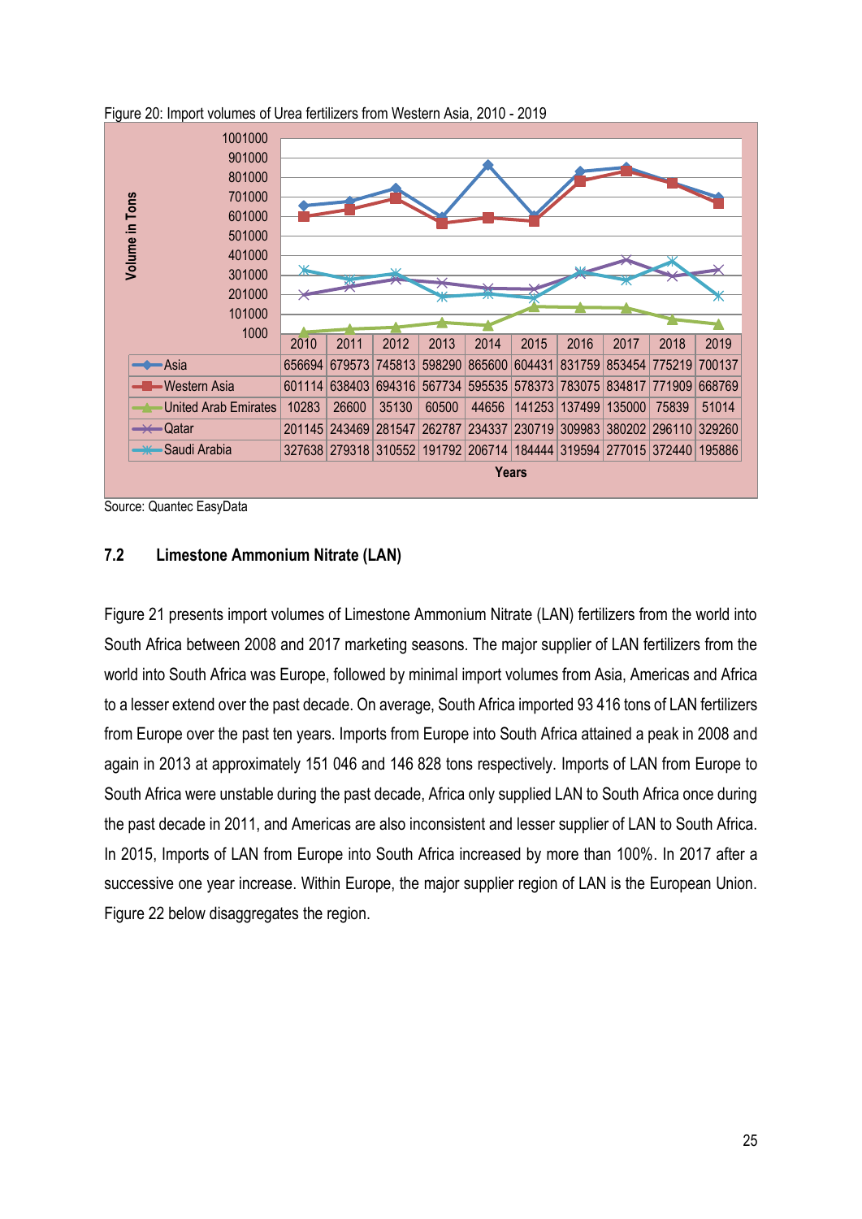Figure 20: Import volumes of Urea fertilizers from Western Asia, 2010 - 2019

| | 2010 | 2011 | 2012 | 2013 | 2014 | 2015 | 2016 | 2017 | 2018 | 2019 |
|---|---|---|---|---|---|---|---|---|---|---|
| Asia | 656694 | 679573 | 745813 | 598290 | 865600 | 604431 | 831759 | 853454 | 775219 | 700137 |
| Western Asia | 601114 | 638403 | 694316 | 567734 | 595535 | 578373 | 783075 | 834817 | 771909 | 668769 |
| United Arab Emirates | 10283 | 26600 | 35130 | 60500 | 44656 | 141253 | 137499 | 135000 | 75839 | 51014 |
| Qatar | 201145 | 243469 | 281547 | 262787 | 234337 | 230719 | 309983 | 380202 | 296110 | 329260 |
| Saudi Arabia | 327638 | 279318 | 310552 | 191792 | 206714 | 184444 | 319594 | 277015 | 372440 | 195886 |

Source: Quantec EasyData

### 7.2 Limestone Ammonium Nitrate (LAN)

Figure 21 presents import volumes of Limestone Ammonium Nitrate (LAN) fertilizers from the world into South Africa between 2008 and 2017 marketing seasons. The major supplier of LAN fertilizers from the world into South Africa was Europe, followed by minimal import volumes from Asia, Americas and Africa to a lesser extend over the past decade. On average, South Africa imported 93 416 tons of LAN fertilizers from Europe over the past ten years. Imports from Europe into South Africa attained a peak in 2008 and again in 2013 at approximately 151 046 and 146 828 tons respectively. Imports of LAN from Europe to South Africa were unstable during the past decade, Africa only supplied LAN to South Africa once during the past decade in 2011, and Americas are also inconsistent and lesser supplier of LAN to South Africa. In 2015, Imports of LAN from Europe into South Africa increased by more than 100%. In 2017 after a successive one year increase. Within Europe, the major supplier region of LAN is the European Union. Figure 22 below disaggregates the region.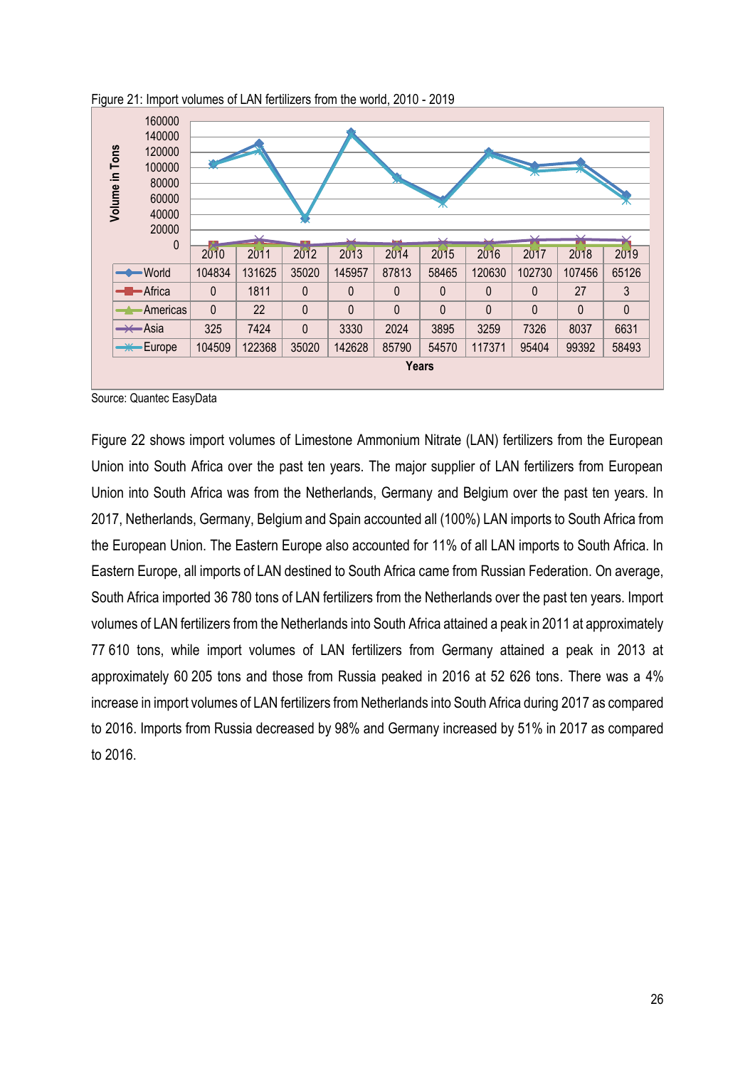Figure 21: Import volumes of LAN fertilizers from the world, 2010 - 2019

| | 2010 | 2011 | 2012 | 2013 | 2014 | 2015 | 2016 | 2017 | 2018 | 2019 |
|---|---|---|---|---|---|---|---|---|---|---|
| World | 104834 | 131625 | 35020 | 145957 | 87813 | 58465 | 120630 | 102730 | 107456 | 65126 |
| Africa | 0 | 1811 | 0 | 0 | 0 | 0 | 0 | 0 | 27 | 3 |
| Americas | 0 | 22 | 0 | 0 | 0 | 0 | 0 | 0 | 0 | 0 |
| Asia | 325 | 7424 | 0 | 3330 | 2024 | 3895 | 3259 | 7326 | 8037 | 6631 |
| Europe | 104509 | 122368 | 35020 | 142628 | 85790 | 54570 | 117371 | 95404 | 99392 | 58493 |

Source: Quantec EasyData

Figure 22 shows import volumes of Limestone Ammonium Nitrate (LAN) fertilizers from the European Union into South Africa over the past ten years. The major supplier of LAN fertilizers from European Union into South Africa was from the Netherlands, Germany and Belgium over the past ten years. In 2017, Netherlands, Germany, Belgium and Spain accounted all (100%) LAN imports to South Africa from the European Union. The Eastern Europe also accounted for 11% of all LAN imports to South Africa. In Eastern Europe, all imports of LAN destined to South Africa came from Russian Federation. On average, South Africa imported 36 780 tons of LAN fertilizers from the Netherlands over the past ten years. Import volumes of LAN fertilizers from the Netherlands into South Africa attained a peak in 2011 at approximately 77 610 tons, while import volumes of LAN fertilizers from Germany attained a peak in 2013 at approximately 60 205 tons and those from Russia peaked in 2016 at 52 626 tons. There was a 4% increase in import volumes of LAN fertilizers from Netherlands into South Africa during 2017 as compared to 2016. Imports from Russia decreased by 98% and Germany increased by 51% in 2017 as compared to 2016.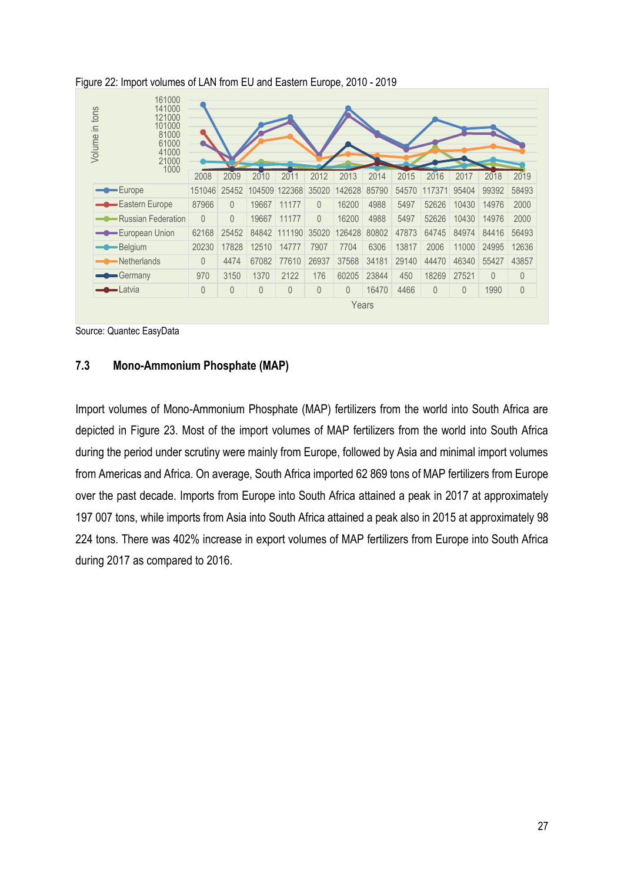Figure 22: Import volumes of LAN from EU and Eastern Europe, 2010 - 2019

| | 2008 | 2009 | 2010 | 2011 | 2012 | 2013 | 2014 | 2015 | 2016 | 2017 | 2018 | 2019 |
|---|---|---|---|---|---|---|---|---|---|---|---|---|
| Europe | 151046 | 25452 | 104509 | 122368 | 35020 | 142628 | 85790 | 54570 | 117371 | 95404 | 99392 | 58493 |
| Eastern Europe | 87966 | 0 | 19667 | 11177 | 0 | 16200 | 4988 | 5497 | 52626 | 10430 | 14976 | 2000 |
| Russian Federation | 0 | 0 | 19667 | 11177 | 0 | 16200 | 4988 | 5497 | 52626 | 10430 | 14976 | 2000 |
| European Union | 62168 | 25452 | 84842 | 111190 | 35020 | 126428 | 80802 | 47873 | 64745 | 84974 | 84416 | 56493 |
| Belgium | 20230 | 17828 | 12510 | 14777 | 7907 | 7704 | 6306 | 13817 | 2006 | 11000 | 24995 | 12636 |
| Netherlands | 0 | 4474 | 67082 | 77610 | 26937 | 37568 | 34181 | 29140 | 44470 | 46340 | 55427 | 43857 |
| Germany | 970 | 3150 | 1370 | 2122 | 176 | 60205 | 23844 | 450 | 18269 | 27521 | 0 | 0 |
| Latvia | 0 | 0 | 0 | 0 | 0 | 0 | 16470 | 4466 | 0 | 0 | 1990 | 0 |

Source: Quantec EasyData

### 7.3 Mono-Ammonium Phosphate (MAP)

Import volumes of Mono-Ammonium Phosphate (MAP) fertilizers from the world into South Africa are depicted in Figure 23. Most of the import volumes of MAP fertilizers from the world into South Africa during the period under scrutiny were mainly from Europe, followed by Asia and minimal import volumes from Americas and Africa. On average, South Africa imported 62 869 tons of MAP fertilizers from Europe over the past decade. Imports from Europe into South Africa attained a peak in 2017 at approximately 197 007 tons, while imports from Asia into South Africa attained a peak also in 2015 at approximately 98 224 tons. There was 402% increase in export volumes of MAP fertilizers from Europe into South Africa during 2017 as compared to 2016.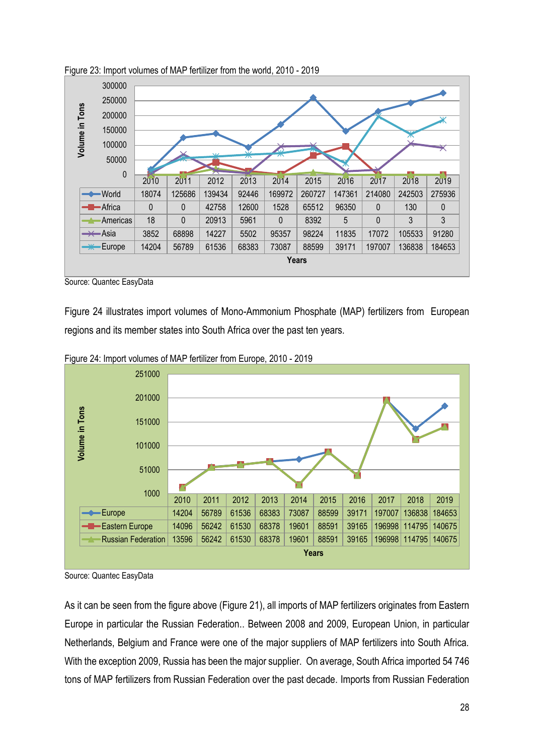Figure 23: Import volumes of MAP fertilizer from the world, 2010 - 2019

| | 2010 | 2011 | 2012 | 2013 | 2014 | 2015 | 2016 | 2017 | 2018 | 2019 |
|---|---|---|---|---|---|---|---|---|---|---|
| World | 18074 | 125686 | 139434 | 92446 | 169972 | 260727 | 147361 | 214080 | 242503 | 275936 |
| Africa | 0 | 0 | 42758 | 12600 | 1528 | 65512 | 96350 | 0 | 130 | 0 |
| Americas | 18 | 0 | 20913 | 5961 | 0 | 8392 | 5 | 0 | 3 | 3 |
| Asia | 3852 | 68898 | 14227 | 5502 | 95357 | 98224 | 11835 | 17072 | 105533 | 91280 |
| Europe | 14204 | 56789 | 61536 | 68383 | 73087 | 88599 | 39171 | 197007 | 136838 | 184653 |

Source: Quantec EasyData

Figure 24 illustrates import volumes of Mono-Ammonium Phosphate (MAP) fertilizers from European regions and its member states into South Africa over the past ten years.

Figure 24: Import volumes of MAP fertilizer from Europe, 2010 - 2019

| | 2010 | 2011 | 2012 | 2013 | 2014 | 2015 | 2016 | 2017 | 2018 | 2019 |
|---|---|---|---|---|---|---|---|---|---|---|
| Europe | 14204 | 56789 | 61536 | 68383 | 73087 | 88599 | 39171 | 197007 | 136838 | 184653 |
| Eastern Europe | 14096 | 56242 | 61530 | 68378 | 19601 | 88591 | 39165 | 196998 | 114795 | 140675 |
| Russian Federation | 13596 | 56242 | 61530 | 68378 | 19601 | 88591 | 39165 | 196998 | 114795 | 140675 |

Source: Quantec EasyData

As it can be seen from the figure above (Figure 21), all imports of MAP fertilizers originates from Eastern Europe in particular the Russian Federation.. Between 2008 and 2009, European Union, in particular Netherlands, Belgium and France were one of the major suppliers of MAP fertilizers into South Africa. With the exception 2009, Russia has been the major supplier. On average, South Africa imported 54 746 tons of MAP fertilizers from Russian Federation over the past decade. Imports from Russian Federation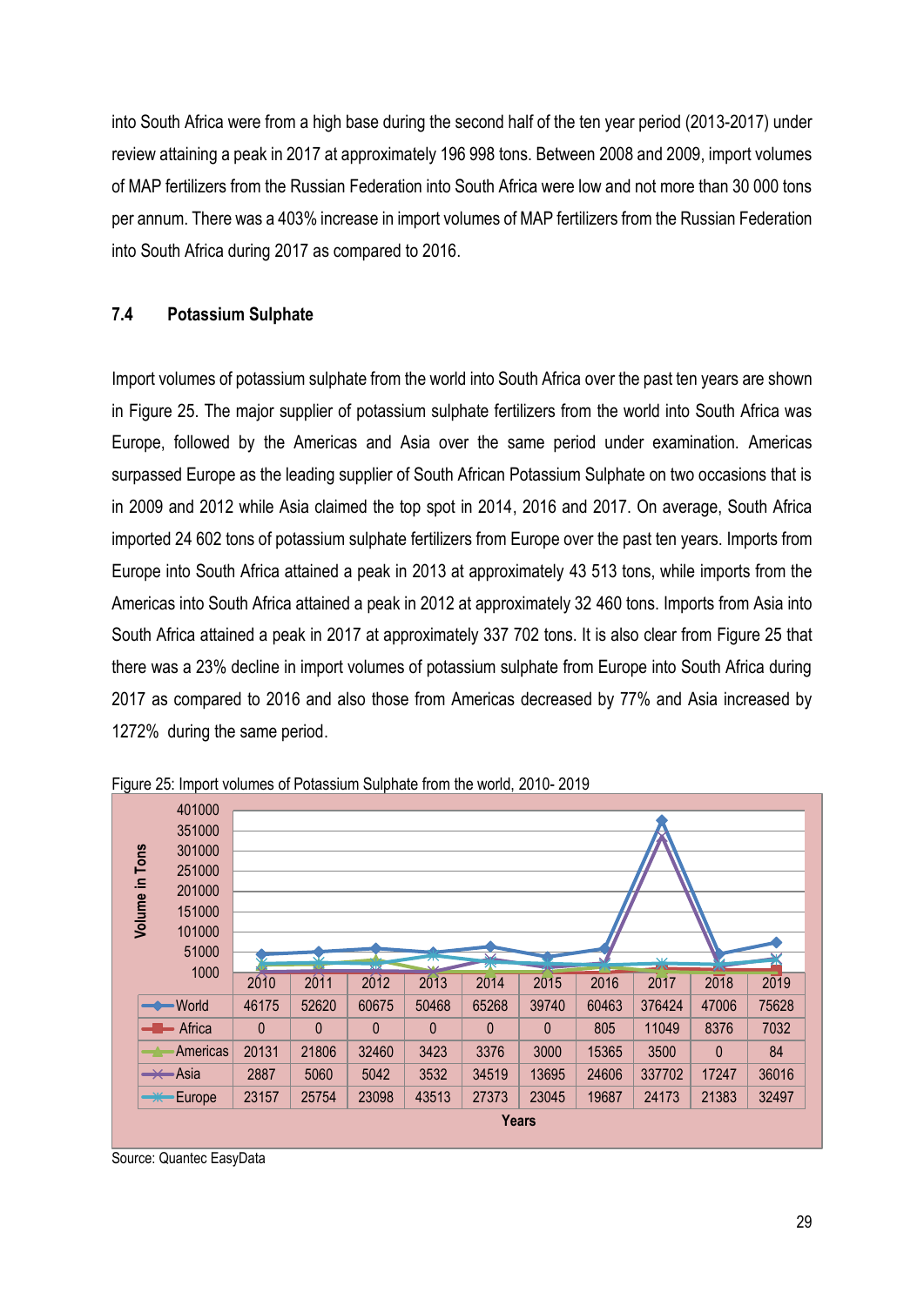into South Africa were from a high base during the second half of the ten year period (2013-2017) under review attaining a peak in 2017 at approximately 196 998 tons. Between 2008 and 2009, import volumes of MAP fertilizers from the Russian Federation into South Africa were low and not more than 30 000 tons per annum. There was a 403% increase in import volumes of MAP fertilizers from the Russian Federation into South Africa during 2017 as compared to 2016.

### 7.4 Potassium Sulphate

Import volumes of potassium sulphate from the world into South Africa over the past ten years are shown in Figure 25. The major supplier of potassium sulphate fertilizers from the world into South Africa was Europe, followed by the Americas and Asia over the same period under examination. Americas surpassed Europe as the leading supplier of South African Potassium Sulphate on two occasions that is in 2009 and 2012 while Asia claimed the top spot in 2014, 2016 and 2017. On average, South Africa imported 24 602 tons of potassium sulphate fertilizers from Europe over the past ten years. Imports from Europe into South Africa attained a peak in 2013 at approximately 43 513 tons, while imports from the Americas into South Africa attained a peak in 2012 at approximately 32 460 tons. Imports from Asia into South Africa attained a peak in 2017 at approximately 337 702 tons. It is also clear from Figure 25 that there was a 23% decline in import volumes of potassium sulphate from Europe into South Africa during 2017 as compared to 2016 and also those from Americas decreased by 77% and Asia increased by 1272% during the same period.

Figure 25: Import volumes of Potassium Sulphate from the world, 2010- 2019

| | 2010 | 2011 | 2012 | 2013 | 2014 | 2015 | 2016 | 2017 | 2018 | 2019 |
|---|---|---|---|---|---|---|---|---|---|---|
| World | 46175 | 52620 | 60675 | 50468 | 65268 | 39740 | 60463 | 376424 | 47006 | 75628 |
| Africa | 0 | 0 | 0 | 0 | 0 | 0 | 805 | 11049 | 8376 | 7032 |
| Americas | 20131 | 21806 | 32460 | 3423 | 3376 | 3000 | 15365 | 3500 | 0 | 84 |
| Asia | 2887 | 5060 | 5042 | 3532 | 34519 | 13695 | 24606 | 337702 | 17247 | 36016 |
| Europe | 23157 | 25754 | 23098 | 43513 | 27373 | 23045 | 19687 | 24173 | 21383 | 32497 |

Source: Quantec EasyData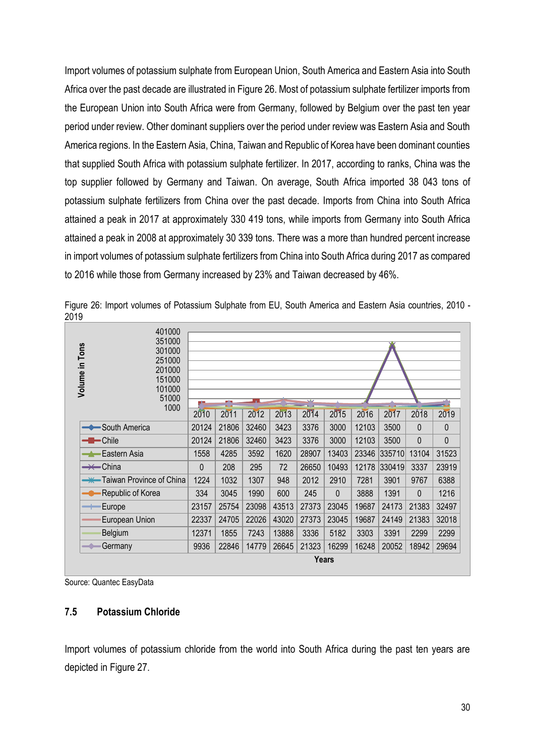Import volumes of potassium sulphate from European Union, South America and Eastern Asia into South Africa over the past decade are illustrated in Figure 26. Most of potassium sulphate fertilizer imports from the European Union into South Africa were from Germany, followed by Belgium over the past ten year period under review. Other dominant suppliers over the period under review was Eastern Asia and South America regions. In the Eastern Asia, China, Taiwan and Republic of Korea have been dominant counties that supplied South Africa with potassium sulphate fertilizer. In 2017, according to ranks, China was the top supplier followed by Germany and Taiwan. On average, South Africa imported 38 043 tons of potassium sulphate fertilizers from China over the past decade. Imports from China into South Africa attained a peak in 2017 at approximately 330 419 tons, while imports from Germany into South Africa attained a peak in 2008 at approximately 30 339 tons. There was a more than hundred percent increase in import volumes of potassium sulphate fertilizers from China into South Africa during 2017 as compared to 2016 while those from Germany increased by 23% and Taiwan decreased by 46%.

Figure 26: Import volumes of Potassium Sulphate from EU, South America and Eastern Asia countries, 2010 - 2019

| Volume in Tons | 2010 | 2011 | 2012 | 2013 | 2014 | 2015 | 2016 | 2017 | 2018 | 2019 |
|---|---|---|---|---|---|---|---|---|---|---|
| South America | 20124 | 21806 | 32460 | 3423 | 3376 | 3000 | 12103 | 3500 | 0 | 0 |
| Chile | 20124 | 21806 | 32460 | 3423 | 3376 | 3000 | 12103 | 3500 | 0 | 0 |
| Eastern Asia | 1558 | 4285 | 3592 | 1620 | 28907 | 13403 | 23346 | 335710 | 13104 | 31523 |
| China | 0 | 208 | 295 | 72 | 26650 | 10493 | 12178 | 330419 | 3337 | 23919 |
| Taiwan Province of China | 1224 | 1032 | 1307 | 948 | 2012 | 2910 | 7281 | 3901 | 9767 | 6388 |
| Republic of Korea | 334 | 3045 | 1990 | 600 | 245 | 0 | 3888 | 1391 | 0 | 1216 |
| Europe | 23157 | 25754 | 23098 | 43513 | 27373 | 23045 | 19687 | 24173 | 21383 | 32497 |
| European Union | 22337 | 24705 | 22026 | 43020 | 27373 | 23045 | 19687 | 24149 | 21383 | 32018 |
| Belgium | 12371 | 1855 | 7243 | 13888 | 3336 | 5182 | 3303 | 3391 | 2299 | 2299 |
| Germany | 9936 | 22846 | 14779 | 26645 | 21323 | 16299 | 16248 | 20052 | 18942 | 29694 |

Source: Quantec EasyData

### 7.5 Potassium Chloride

Import volumes of potassium chloride from the world into South Africa during the past ten years are depicted in Figure 27.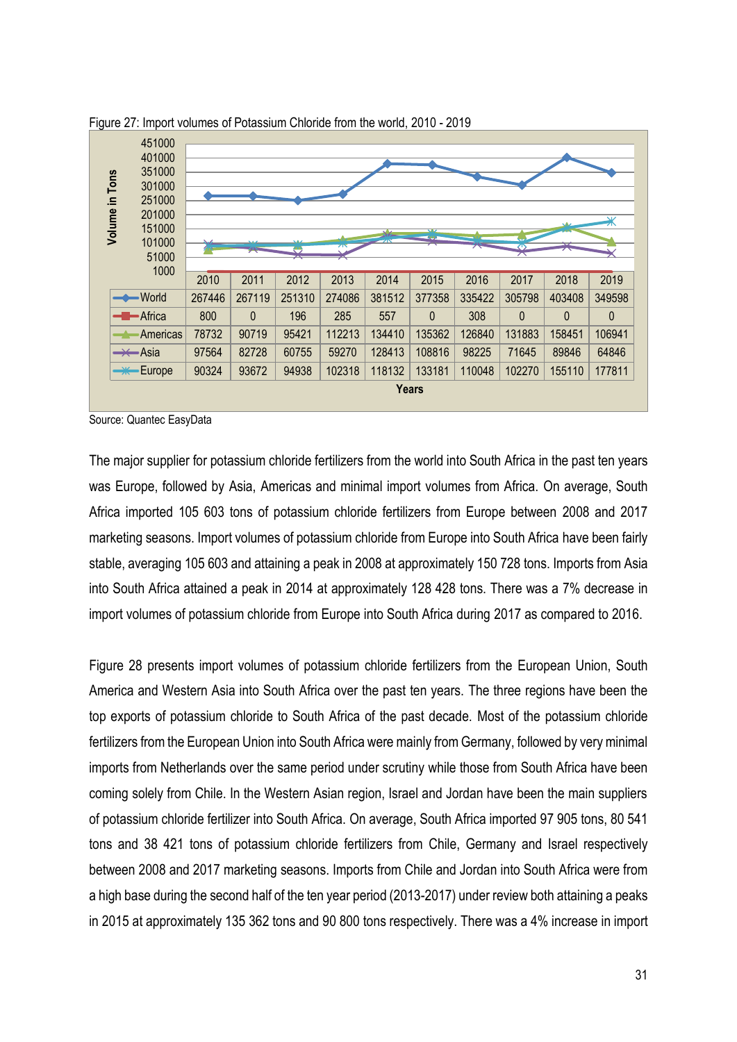Figure 27: Import volumes of Potassium Chloride from the world, 2010 - 2019

| | 2010 | 2011 | 2012 | 2013 | 2014 | 2015 | 2016 | 2017 | 2018 | 2019 |
|---|---|---|---|---|---|---|---|---|---|---|
| World | 267446 | 267119 | 251310 | 274086 | 381512 | 377358 | 335422 | 305798 | 403408 | 349598 |
| Africa | 800 | 0 | 196 | 285 | 557 | 0 | 308 | 0 | 0 | 0 |
| Americas | 78732 | 90719 | 95421 | 112213 | 134410 | 135362 | 126840 | 131883 | 158451 | 106941 |
| Asia | 97564 | 82728 | 60755 | 59270 | 128413 | 108816 | 98225 | 71645 | 89846 | 64846 |
| Europe | 90324 | 93672 | 94938 | 102318 | 118132 | 133181 | 110048 | 102270 | 155110 | 177811 |

Source: Quantec EasyData

The major supplier for potassium chloride fertilizers from the world into South Africa in the past ten years was Europe, followed by Asia, Americas and minimal import volumes from Africa. On average, South Africa imported 105 603 tons of potassium chloride fertilizers from Europe between 2008 and 2017 marketing seasons. Import volumes of potassium chloride from Europe into South Africa have been fairly stable, averaging 105 603 and attaining a peak in 2008 at approximately 150 728 tons. Imports from Asia into South Africa attained a peak in 2014 at approximately 128 428 tons. There was a 7% decrease in import volumes of potassium chloride from Europe into South Africa during 2017 as compared to 2016.

Figure 28 presents import volumes of potassium chloride fertilizers from the European Union, South America and Western Asia into South Africa over the past ten years. The three regions have been the top exports of potassium chloride to South Africa of the past decade. Most of the potassium chloride fertilizers from the European Union into South Africa were mainly from Germany, followed by very minimal imports from Netherlands over the same period under scrutiny while those from South Africa have been coming solely from Chile. In the Western Asian region, Israel and Jordan have been the main suppliers of potassium chloride fertilizer into South Africa. On average, South Africa imported 97 905 tons, 80 541 tons and 38 421 tons of potassium chloride fertilizers from Chile, Germany and Israel respectively between 2008 and 2017 marketing seasons. Imports from Chile and Jordan into South Africa were from a high base during the second half of the ten year period (2013-2017) under review both attaining a peaks in 2015 at approximately 135 362 tons and 90 800 tons respectively. There was a 4% increase in import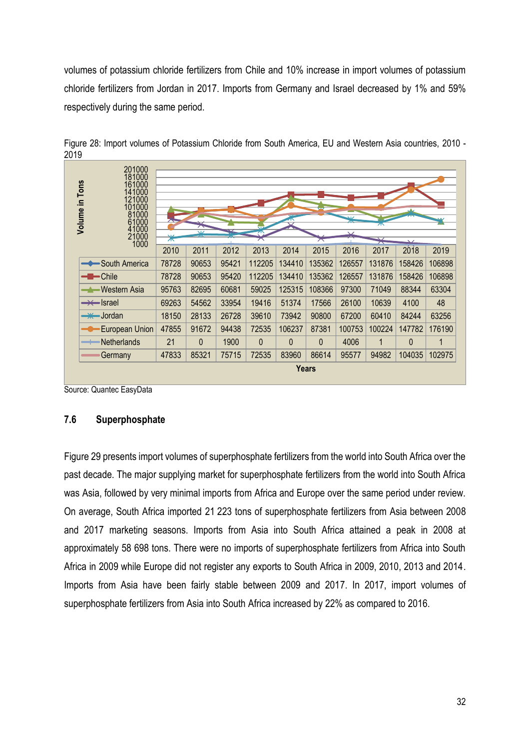volumes of potassium chloride fertilizers from Chile and 10% increase in import volumes of potassium chloride fertilizers from Jordan in 2017. Imports from Germany and Israel decreased by 1% and 59% respectively during the same period.

Figure 28: Import volumes of Potassium Chloride from South America, EU and Western Asia countries, 2010 - 2019

| | 2010 | 2011 | 2012 | 2013 | 2014 | 2015 | 2016 | 2017 | 2018 | 2019 |
|---|---|---|---|---|---|---|---|---|---|---|
| South America | 78728 | 90653 | 95421 | 112205 | 134410 | 135362 | 126557 | 131876 | 158426 | 106898 |
| Chile | 78728 | 90653 | 95420 | 112205 | 134410 | 135362 | 126557 | 131876 | 158426 | 106898 |
| Western Asia | 95763 | 82695 | 60681 | 59025 | 125315 | 108366 | 97300 | 71049 | 88344 | 63304 |
| Israel | 69263 | 54562 | 33954 | 19416 | 51374 | 17566 | 26100 | 10639 | 4100 | 48 |
| Jordan | 18150 | 28133 | 26728 | 39610 | 73942 | 90800 | 67200 | 60410 | 84244 | 63256 |
| European Union | 47855 | 91672 | 94438 | 72535 | 106237 | 87381 | 100753 | 100224 | 147782 | 176190 |
| Netherlands | 21 | 0 | 1900 | 0 | 0 | 0 | 4006 | 1 | 0 | 1 |
| Germany | 47833 | 85321 | 75715 | 72535 | 83960 | 86614 | 95577 | 94982 | 104035 | 102975 |

Source: Quantec EasyData

## 7.6 Superphosphate

Figure 29 presents import volumes of superphosphate fertilizers from the world into South Africa over the past decade. The major supplying market for superphosphate fertilizers from the world into South Africa was Asia, followed by very minimal imports from Africa and Europe over the same period under review. On average, South Africa imported 21 223 tons of superphosphate fertilizers from Asia between 2008 and 2017 marketing seasons. Imports from Asia into South Africa attained a peak in 2008 at approximately 58 698 tons. There were no imports of superphosphate fertilizers from Africa into South Africa in 2009 while Europe did not register any exports to South Africa in 2009, 2010, 2013 and 2014. Imports from Asia have been fairly stable between 2009 and 2017. In 2017, import volumes of superphosphate fertilizers from Asia into South Africa increased by 22% as compared to 2016.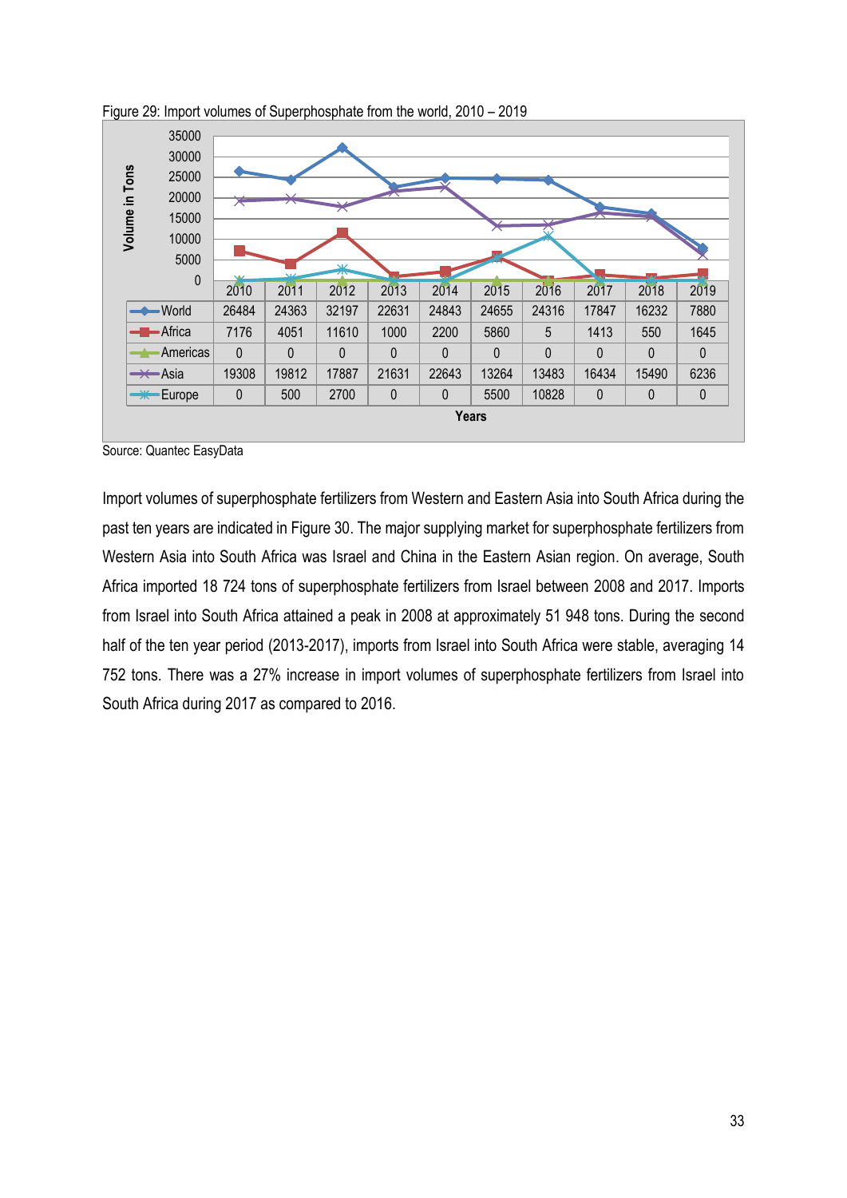Figure 29: Import volumes of Superphosphate from the world, 2010 – 2019

| | 2010 | 2011 | 2012 | 2013 | 2014 | 2015 | 2016 | 2017 | 2018 | 2019 |
|---|---|---|---|---|---|---|---|---|---|---|
| World | 26484 | 24363 | 32197 | 22631 | 24843 | 24655 | 24316 | 17847 | 16232 | 7880 |
| Africa | 7176 | 4051 | 11610 | 1000 | 2200 | 5860 | 5 | 1413 | 550 | 1645 |
| Americas | 0 | 0 | 0 | 0 | 0 | 0 | 0 | 0 | 0 | 0 |
| Asia | 19308 | 19812 | 17887 | 21631 | 22643 | 13264 | 13483 | 16434 | 15490 | 6236 |
| Europe | 0 | 500 | 2700 | 0 | 0 | 5500 | 10828 | 0 | 0 | 0 |

Source: Quantec EasyData

Import volumes of superphosphate fertilizers from Western and Eastern Asia into South Africa during the past ten years are indicated in Figure 30. The major supplying market for superphosphate fertilizers from Western Asia into South Africa was Israel and China in the Eastern Asian region. On average, South Africa imported 18 724 tons of superphosphate fertilizers from Israel between 2008 and 2017. Imports from Israel into South Africa attained a peak in 2008 at approximately 51 948 tons. During the second half of the ten year period (2013-2017), imports from Israel into South Africa were stable, averaging 14 752 tons. There was a 27% increase in import volumes of superphosphate fertilizers from Israel into South Africa during 2017 as compared to 2016.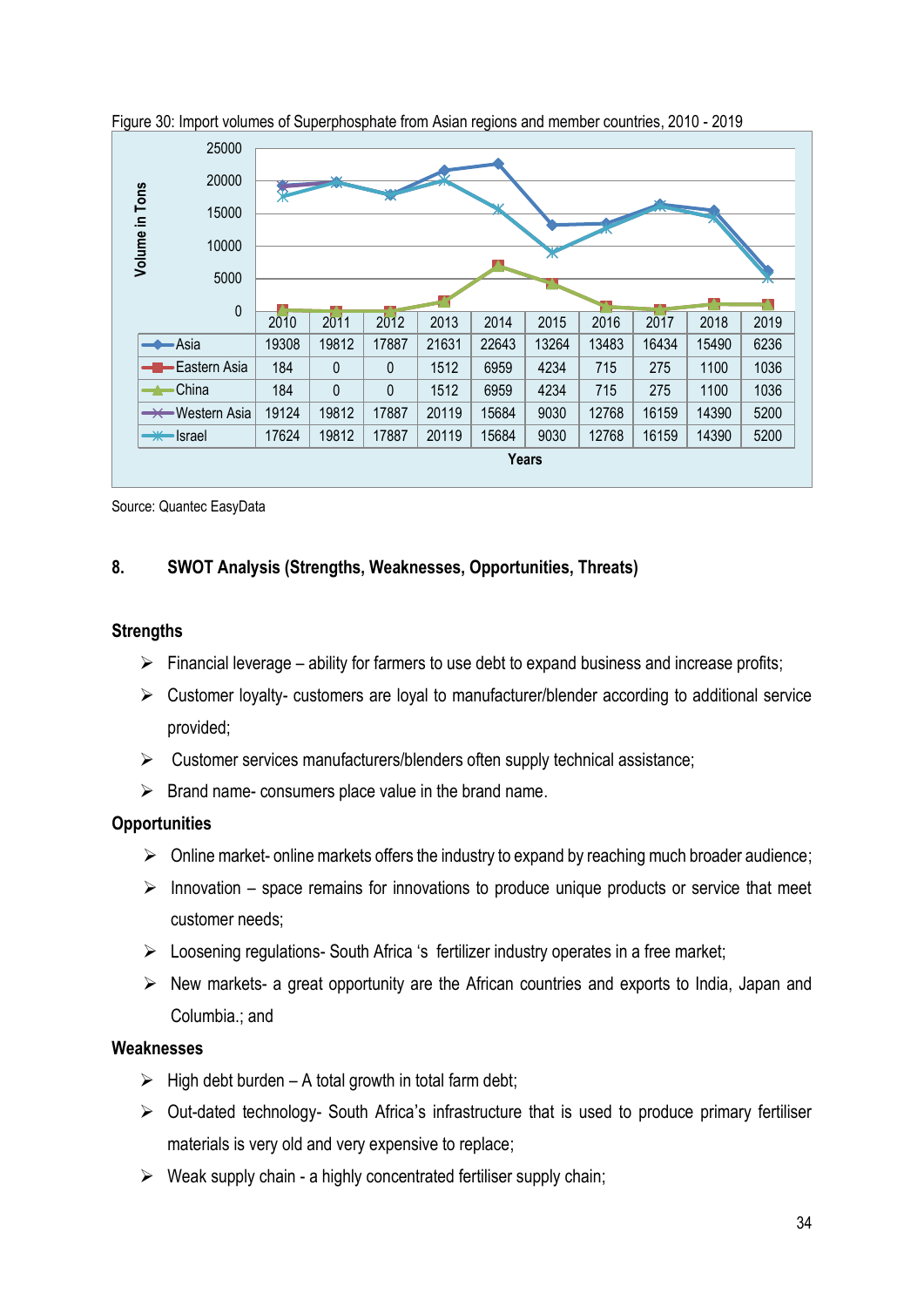Figure 30: Import volumes of Superphosphate from Asian regions and member countries, 2010 - 2019

| | 2010 | 2011 | 2012 | 2013 | 2014 | 2015 | 2016 | 2017 | 2018 | 2019 |
|---|---|---|---|---|---|---|---|---|---|---|
| Asia | 19308 | 19812 | 17887 | 21631 | 22643 | 13264 | 13483 | 16434 | 15490 | 6236 |
| Eastern Asia | 184 | 0 | 0 | 1512 | 6959 | 4234 | 715 | 275 | 1100 | 1036 |
| China | 184 | 0 | 0 | 1512 | 6959 | 4234 | 715 | 275 | 1100 | 1036 |
| Western Asia | 19124 | 19812 | 17887 | 20119 | 15684 | 9030 | 12768 | 16159 | 14390 | 5200 |
| Israel | 17624 | 19812 | 17887 | 20119 | 15684 | 9030 | 12768 | 16159 | 14390 | 5200 |

Source: Quantec EasyData

## 8. SWOT Analysis (Strengths, Weaknesses, Opportunities, Threats)

### Strengths

- Financial leverage – ability for farmers to use debt to expand business and increase profits;
- Customer loyalty- customers are loyal to manufacturer/blender according to additional service provided;
- Customer services manufacturers/blenders often supply technical assistance;
- Brand name- consumers place value in the brand name.

### Opportunities

- Online market- online markets offers the industry to expand by reaching much broader audience;
- Innovation – space remains for innovations to produce unique products or service that meet customer needs;
- Loosening regulations- South Africa 's fertilizer industry operates in a free market;
- New markets- a great opportunity are the African countries and exports to India, Japan and Columbia.; and

### Weaknesses

- High debt burden – A total growth in total farm debt;
- Out-dated technology- South Africa's infrastructure that is used to produce primary fertiliser materials is very old and very expensive to replace;
- Weak supply chain - a highly concentrated fertiliser supply chain;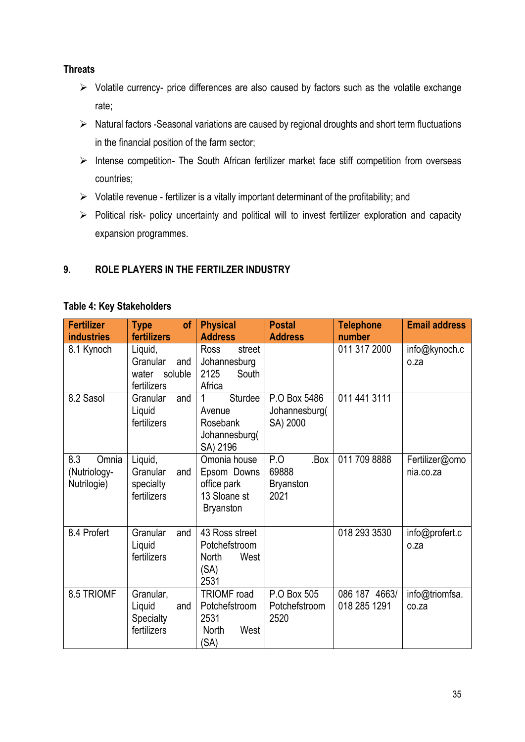**Threats**

- Volatile currency- price differences are also caused by factors such as the volatile exchange rate;
- Natural factors -Seasonal variations are caused by regional droughts and short term fluctuations in the financial position of the farm sector;
- Intense competition- The South African fertilizer market face stiff competition from overseas countries;
- Volatile revenue - fertilizer is a vitally important determinant of the profitability; and
- Political risk- policy uncertainty and political will to invest fertilizer exploration and capacity expansion programmes.

## 9. ROLE PLAYERS IN THE FERTILZER INDUSTRY

**Table 4: Key Stakeholders**

| Fertilizer industries | Type of fertilizers | Physical Address | Postal Address | Telephone number | Email address |
|---|---|---|---|---|---|
| 8.1 Kynoch | Liquid, Granular and water soluble fertilizers | Ross street Johannesburg 2125 South Africa | | 011 317 2000 | info@kynoch.co.za |
| 8.2 Sasol | Granular and Liquid fertilizers | 1 Sturdee Avenue Rosebank Johannesburg(SA) 2196 | P.O Box 5486 Johannesburg(SA) 2000 | 011 441 3111 | |
| 8.3 Omnia (Nutriology-Nutrilogie) | Liquid, Granular and specialty fertilizers | Omonia house Epsom Downs office park 13 Sloane st Bryanston | P.O .Box 69888 Bryanston 2021 | 011 709 8888 | Fertilizer@omonia.co.za |
| 8.4 Profert | Granular and Liquid fertilizers | 43 Ross street Potchefstroom North West (SA) 2531 | | 018 293 3530 | info@profert.co.za |
| 8.5 TRIOMF | Granular, Liquid and Specialty fertilizers | TRIOMF road Potchefstroom 2531 North West (SA) | P.O Box 505 Potchefstroom 2520 | 086 187 4663/ 018 285 1291 | info@triomfsa.co.za |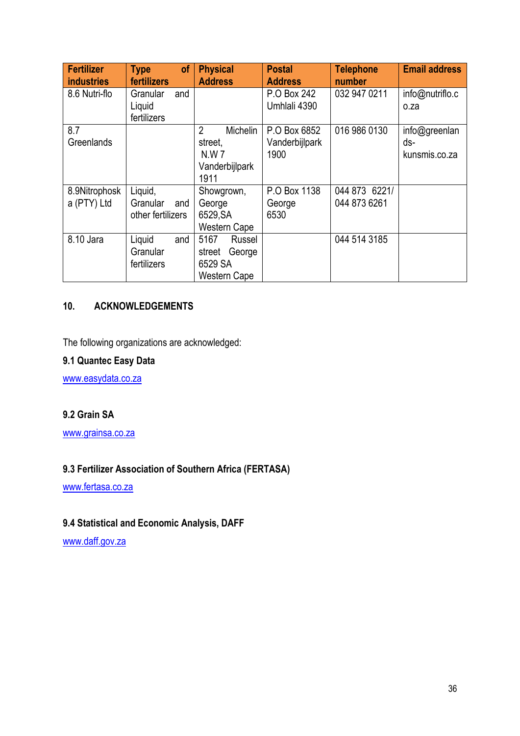| Fertilizer industries | Type of fertilizers | Physical Address | Postal Address | Telephone number | Email address |
|---|---|---|---|---|---|
| 8.6 Nutri-flo | Granular and Liquid fertilizers | | P.O Box 242 Umhlali 4390 | 032 947 0211 | info@nutriflo.co.za |
| 8.7 Greenlands | | 2 Michelin street, N.W 7 Vanderbijlpark 1911 | P.O Box 6852 Vanderbijlpark 1900 | 016 986 0130 | info@greenlands-kunsmis.co.za |
| 8.9Nitrophoska (PTY) Ltd | Liquid, Granular and other fertilizers | Showgrown, George 6529,SA Western Cape | P.O Box 1138 George 6530 | 044 873 6221/ 044 873 6261 | |
| 8.10 Jara | Liquid and Granular fertilizers | 5167 Russel street George 6529 SA Western Cape | | 044 514 3185 | |

## 10. ACKNOWLEDGEMENTS

The following organizations are acknowledged:

**9.1 Quantec Easy Data**

www.easydata.co.za

**9.2 Grain SA**

www.grainsa.co.za

**9.3 Fertilizer Association of Southern Africa (FERTASA)**

www.fertasa.co.za

**9.4 Statistical and Economic Analysis, DAFF**

www.daff.gov.za